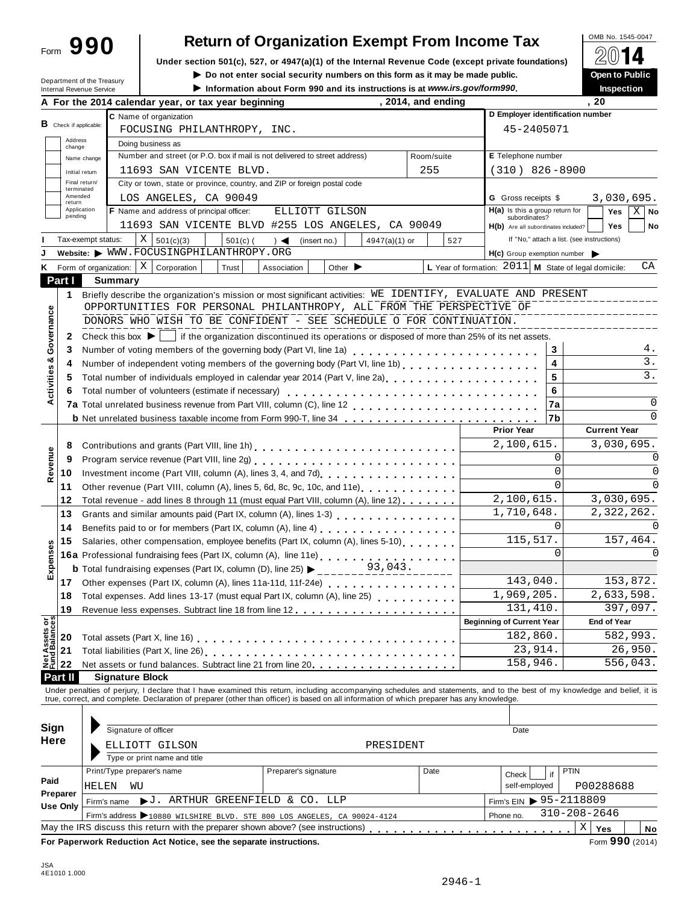Form **990**

# Return of Organization Exempt From Income Tax

**Under section 501(c), 527, or 4947(a)(1) of the Internal Revenue Code (except private foundations)**

▶ Do not enter social security numbers on this form as it may be made public.

▶ Information about Form 990 and its instructions is at *www.irs.gov/form990*.

OMB No. 1545-0047

**2014**

**Open to Public Inspection**

Department of the Treasury
Internal Revenue Service

**A For the 2014 calendar year, or tax year beginning , 2014, and ending , 20**

| | |
|---|---|
| **B** Check if applicable: Address change / Name change / Initial return / Final return/terminated / Amended return / Application pending | |
| **C** Name of organization | FOCUSING PHILANTHROPY, INC. |
| Doing business as | |
| Number and street (or P.O. box if mail is not delivered to street address) | 11693 SAN VICENTE BLVD. |
| Room/suite | 255 |
| City or town, state or province, country, and ZIP or foreign postal code | LOS ANGELES, CA 90049 |
| **D** Employer identification number | 45-2405071 |
| **E** Telephone number | (310) 826-8900 |
| **G** Gross receipts $ | 3,030,695. |
| **F** Name and address of principal officer: | ELLIOTT GILSON, 11693 SAN VICENTE BLVD #255 LOS ANGELES, CA 90049 |
| **H(a)** Is this a group return for subordinates? | Yes [ ] No [X] |
| **H(b)** Are all subordinates included? | Yes [ ] No [ ] If "No," attach a list. (see instructions) |
| **I** Tax-exempt status: | [X] 501(c)(3) [ ] 501(c) ( ) ◀ (insert no.) [ ] 4947(a)(1) or [ ] 527 |
| **J** Website: ▶ | WWW.FOCUSINGPHILANTHROPY.ORG |
| **H(c)** Group exemption number ▶ | |
| **K** Form of organization: | [X] Corporation [ ] Trust [ ] Association [ ] Other ▶ |
| **L** Year of formation: | 2011 |
| **M** State of legal domicile: | CA |

## Part I Summary

### Activities & Governance

1 Briefly describe the organization's mission or most significant activities: WE IDENTIFY, EVALUATE AND PRESENT OPPORTUNITIES FOR PERSONAL PHILANTHROPY, ALL FROM THE PERSPECTIVE OF DONORS WHO WISH TO BE CONFIDENT - SEE SCHEDULE O FOR CONTINUATION.

2 Check this box ▶ [ ] if the organization discontinued its operations or disposed of more than 25% of its net assets.

| | | Line | |
|---|---|---|---|
| 3 | Number of voting members of the governing body (Part VI, line 1a) | 3 | 4. |
| 4 | Number of independent voting members of the governing body (Part VI, line 1b) | 4 | 3. |
| 5 | Total number of individuals employed in calendar year 2014 (Part V, line 2a) | 5 | 3. |
| 6 | Total number of volunteers (estimate if necessary) | 6 | |
| 7a | Total unrelated business revenue from Part VIII, column (C), line 12 | 7a | 0 |
| b | Net unrelated business taxable income from Form 990-T, line 34 | 7b | 0 |

### Revenue / Expenses

| | | Prior Year | Current Year |
|---|---|---|---|
| 8 | Contributions and grants (Part VIII, line 1h) | 2,100,615. | 3,030,695. |
| 9 | Program service revenue (Part VIII, line 2g) | 0 | 0 |
| 10 | Investment income (Part VIII, column (A), lines 3, 4, and 7d) | 0 | 0 |
| 11 | Other revenue (Part VIII, column (A), lines 5, 6d, 8c, 9c, 10c, and 11e) | 0 | 0 |
| 12 | Total revenue - add lines 8 through 11 (must equal Part VIII, column (A), line 12) | 2,100,615. | 3,030,695. |
| 13 | Grants and similar amounts paid (Part IX, column (A), lines 1-3) | 1,710,648. | 2,322,262. |
| 14 | Benefits paid to or for members (Part IX, column (A), line 4) | 0 | 0 |
| 15 | Salaries, other compensation, employee benefits (Part IX, column (A), lines 5-10) | 115,517. | 157,464. |
| 16a | Professional fundraising fees (Part IX, column (A), line 11e) | 0 | 0 |
| b | Total fundraising expenses (Part IX, column (D), line 25) ▶ 93,043. | | |
| 17 | Other expenses (Part IX, column (A), lines 11a-11d, 11f-24e) | 143,040. | 153,872. |
| 18 | Total expenses. Add lines 13-17 (must equal Part IX, column (A), line 25) | 1,969,205. | 2,633,598. |
| 19 | Revenue less expenses. Subtract line 18 from line 12 | 131,410. | 397,097. |

### Net Assets or Fund Balances

| | | Beginning of Current Year | End of Year |
|---|---|---|---|
| 20 | Total assets (Part X, line 16) | 182,860. | 582,993. |
| 21 | Total liabilities (Part X, line 26) | 23,914. | 26,950. |
| 22 | Net assets or fund balances. Subtract line 21 from line 20 | 158,946. | 556,043. |

## Part II Signature Block

Under penalties of perjury, I declare that I have examined this return, including accompanying schedules and statements, and to the best of my knowledge and belief, it is true, correct, and complete. Declaration of preparer (other than officer) is based on all information of which preparer has any knowledge.

**Sign Here**

Signature of officer — Date

ELLIOTT GILSON — PRESIDENT

Type or print name and title

**Paid Preparer Use Only**

| Print/Type preparer's name | Preparer's signature | Date | Check [ ] if self-employed | PTIN |
|---|---|---|---|---|
| HELEN WU | | | | P00288688 |

Firm's name ▶ J. ARTHUR GREENFIELD & CO. LLP — Firm's EIN ▶ 95-2118809

Firm's address ▶ 10880 WILSHIRE BLVD. STE 800 LOS ANGELES, CA 90024-4124 — Phone no. 310-208-2646

May the IRS discuss this return with the preparer shown above? (see instructions) [X] Yes [ ] No

**For Paperwork Reduction Act Notice, see the separate instructions.** Form **990** (2014)

JSA
4E1010 1.000

2946-1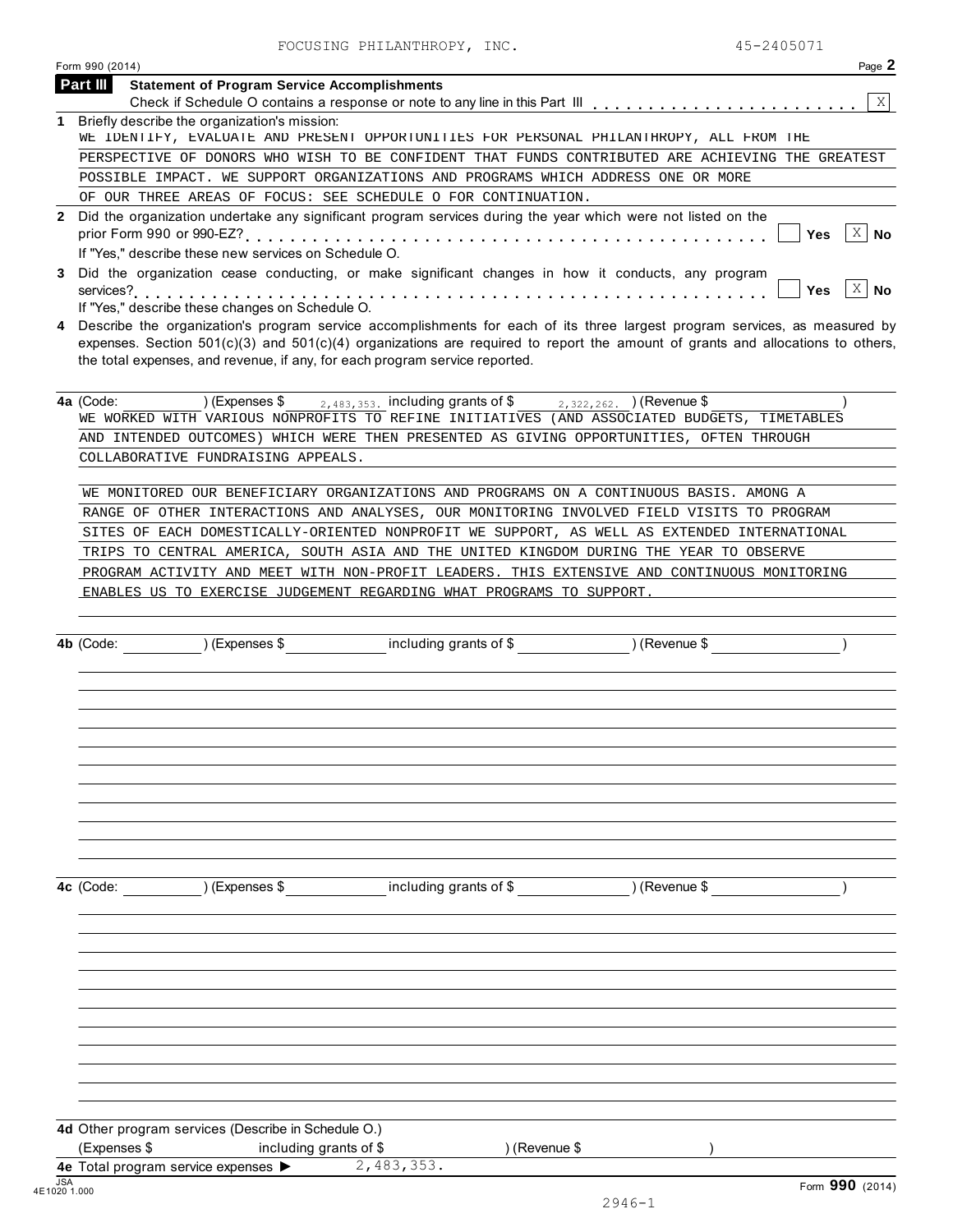FOCUSING PHILANTHROPY, INC. 45-2405071

Form 990 (2014) Page **2**

## Part III Statement of Program Service Accomplishments

Check if Schedule O contains a response or note to any line in this Part III . . . . . . . . . . . . . . . . . . . . . . . . X

**1** Briefly describe the organization's mission:

WE IDENTIFY, EVALUATE AND PRESENT OPPORTUNITIES FOR PERSONAL PHILANTHROPY, ALL FROM THE PERSPECTIVE OF DONORS WHO WISH TO BE CONFIDENT THAT FUNDS CONTRIBUTED ARE ACHIEVING THE GREATEST POSSIBLE IMPACT. WE SUPPORT ORGANIZATIONS AND PROGRAMS WHICH ADDRESS ONE OR MORE OF OUR THREE AREAS OF FOCUS: SEE SCHEDULE O FOR CONTINUATION.

**2** Did the organization undertake any significant program services during the year which were not listed on the prior Form 990 or 990-EZ? . . . . . . . . . . . . . . . . . . . . . . . . . . . . . . . . . . . . . . . . . Yes [ ] No [X]

If "Yes," describe these new services on Schedule O.

**3** Did the organization cease conducting, or make significant changes in how it conducts, any program services? . . . . . . . . . . . . . . . . . . . . . . . . . . . . . . . . . . . . . . . . . . . . . . . . . . . . Yes [ ] No [X]

If "Yes," describe these changes on Schedule O.

**4** Describe the organization's program service accomplishments for each of its three largest program services, as measured by expenses. Section 501(c)(3) and 501(c)(4) organizations are required to report the amount of grants and allocations to others, the total expenses, and revenue, if any, for each program service reported.

**4a** (Code: ) (Expenses $ 2,483,353. including grants of $ 2,322,262. ) (Revenue $ )

WE WORKED WITH VARIOUS NONPROFITS TO REFINE INITIATIVES (AND ASSOCIATED BUDGETS, TIMETABLES AND INTENDED OUTCOMES) WHICH WERE THEN PRESENTED AS GIVING OPPORTUNITIES, OFTEN THROUGH COLLABORATIVE FUNDRAISING APPEALS.

WE MONITORED OUR BENEFICIARY ORGANIZATIONS AND PROGRAMS ON A CONTINUOUS BASIS. AMONG A RANGE OF OTHER INTERACTIONS AND ANALYSES, OUR MONITORING INVOLVED FIELD VISITS TO PROGRAM SITES OF EACH DOMESTICALLY-ORIENTED NONPROFIT WE SUPPORT, AS WELL AS EXTENDED INTERNATIONAL TRIPS TO CENTRAL AMERICA, SOUTH ASIA AND THE UNITED KINGDOM DURING THE YEAR TO OBSERVE PROGRAM ACTIVITY AND MEET WITH NON-PROFIT LEADERS. THIS EXTENSIVE AND CONTINUOUS MONITORING ENABLES US TO EXERCISE JUDGEMENT REGARDING WHAT PROGRAMS TO SUPPORT.

**4b** (Code: ) (Expenses $ including grants of $ ) (Revenue $ )

**4c** (Code: ) (Expenses $ including grants of $ ) (Revenue $ )

**4d** Other program services (Describe in Schedule O.)

(Expenses $ including grants of $ ) (Revenue $ )

**4e** Total program service expenses ▶ 2,483,353.

Form **990** (2014)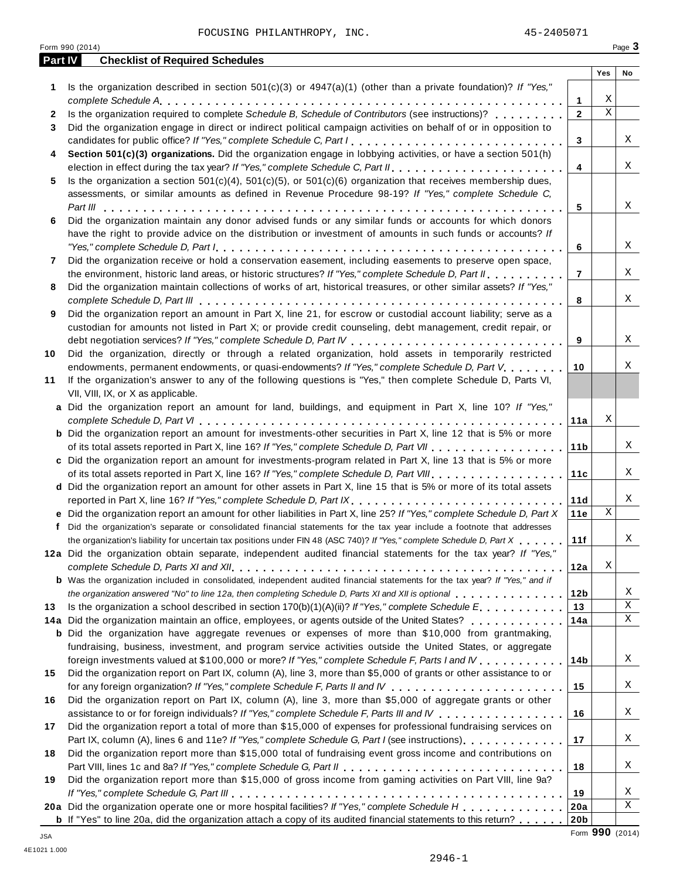FOCUSING PHILANTHROPY, INC. 45-2405071

Form 990 (2014)

## Part IV Checklist of Required Schedules

| | | | Yes | No |
|---|---|---|---|---|
| **1** | Is the organization described in section 501(c)(3) or 4947(a)(1) (other than a private foundation)? *If "Yes," complete Schedule A* | **1** | X | |
| **2** | Is the organization required to complete *Schedule B, Schedule of Contributors* (see instructions)? | **2** | X | |
| **3** | Did the organization engage in direct or indirect political campaign activities on behalf of or in opposition to candidates for public office? *If "Yes," complete Schedule C, Part I* | **3** | | X |
| **4** | **Section 501(c)(3) organizations.** Did the organization engage in lobbying activities, or have a section 501(h) election in effect during the tax year? *If "Yes," complete Schedule C, Part II* | **4** | | X |
| **5** | Is the organization a section 501(c)(4), 501(c)(5), or 501(c)(6) organization that receives membership dues, assessments, or similar amounts as defined in Revenue Procedure 98-19? *If "Yes," complete Schedule C, Part III* | **5** | | X |
| **6** | Did the organization maintain any donor advised funds or any similar funds or accounts for which donors have the right to provide advice on the distribution or investment of amounts in such funds or accounts? *If "Yes," complete Schedule D, Part I* | **6** | | X |
| **7** | Did the organization receive or hold a conservation easement, including easements to preserve open space, the environment, historic land areas, or historic structures? *If "Yes," complete Schedule D, Part II* | **7** | | X |
| **8** | Did the organization maintain collections of works of art, historical treasures, or other similar assets? *If "Yes," complete Schedule D, Part III* | **8** | | X |
| **9** | Did the organization report an amount in Part X, line 21, for escrow or custodial account liability; serve as a custodian for amounts not listed in Part X; or provide credit counseling, debt management, credit repair, or debt negotiation services? *If "Yes," complete Schedule D, Part IV* | **9** | | X |
| **10** | Did the organization, directly or through a related organization, hold assets in temporarily restricted endowments, permanent endowments, or quasi-endowments? *If "Yes," complete Schedule D, Part V* | **10** | | X |
| **11** | If the organization's answer to any of the following questions is "Yes," then complete Schedule D, Parts VI, VII, VIII, IX, or X as applicable. | | | |
| **a** | Did the organization report an amount for land, buildings, and equipment in Part X, line 10? *If "Yes," complete Schedule D, Part VI* | **11a** | X | |
| **b** | Did the organization report an amount for investments-other securities in Part X, line 12 that is 5% or more of its total assets reported in Part X, line 16? *If "Yes," complete Schedule D, Part VII* | **11b** | | X |
| **c** | Did the organization report an amount for investments-program related in Part X, line 13 that is 5% or more of its total assets reported in Part X, line 16? *If "Yes," complete Schedule D, Part VIII* | **11c** | | X |
| **d** | Did the organization report an amount for other assets in Part X, line 15 that is 5% or more of its total assets reported in Part X, line 16? *If "Yes," complete Schedule D, Part IX* | **11d** | | X |
| **e** | Did the organization report an amount for other liabilities in Part X, line 25? *If "Yes," complete Schedule D, Part X* | **11e** | X | |
| **f** | Did the organization's separate or consolidated financial statements for the tax year include a footnote that addresses the organization's liability for uncertain tax positions under FIN 48 (ASC 740)? *If "Yes," complete Schedule D, Part X* | **11f** | | X |
| **12a** | Did the organization obtain separate, independent audited financial statements for the tax year? *If "Yes," complete Schedule D, Parts XI and XII* | **12a** | X | |
| **b** | Was the organization included in consolidated, independent audited financial statements for the tax year? *If "Yes," and if the organization answered "No" to line 12a, then completing Schedule D, Parts XI and XII is optional* | **12b** | | X |
| **13** | Is the organization a school described in section 170(b)(1)(A)(ii)? *If "Yes," complete Schedule E* | **13** | | X |
| **14a** | Did the organization maintain an office, employees, or agents outside of the United States? | **14a** | | X |
| **b** | Did the organization have aggregate revenues or expenses of more than $10,000 from grantmaking, fundraising, business, investment, and program service activities outside the United States, or aggregate foreign investments valued at $100,000 or more? *If "Yes," complete Schedule F, Parts I and IV* | **14b** | | X |
| **15** | Did the organization report on Part IX, column (A), line 3, more than $5,000 of grants or other assistance to or for any foreign organization? *If "Yes," complete Schedule F, Parts II and IV* | **15** | | X |
| **16** | Did the organization report on Part IX, column (A), line 3, more than $5,000 of aggregate grants or other assistance to or for foreign individuals? *If "Yes," complete Schedule F, Parts III and IV* | **16** | | X |
| **17** | Did the organization report a total of more than $15,000 of expenses for professional fundraising services on Part IX, column (A), lines 6 and 11e? *If "Yes," complete Schedule G, Part I* (see instructions) | **17** | | X |
| **18** | Did the organization report more than $15,000 total of fundraising event gross income and contributions on Part VIII, lines 1c and 8a? *If "Yes," complete Schedule G, Part II* | **18** | | X |
| **19** | Did the organization report more than $15,000 of gross income from gaming activities on Part VIII, line 9a? *If "Yes," complete Schedule G, Part III* | **19** | | X |
| **20a** | Did the organization operate one or more hospital facilities? *If "Yes," complete Schedule H* | **20a** | | X |
| **b** | If "Yes" to line 20a, did the organization attach a copy of its audited financial statements to this return? | **20b** | | |

Form **990** (2014)

JSA
4E1021 1.000

2946-1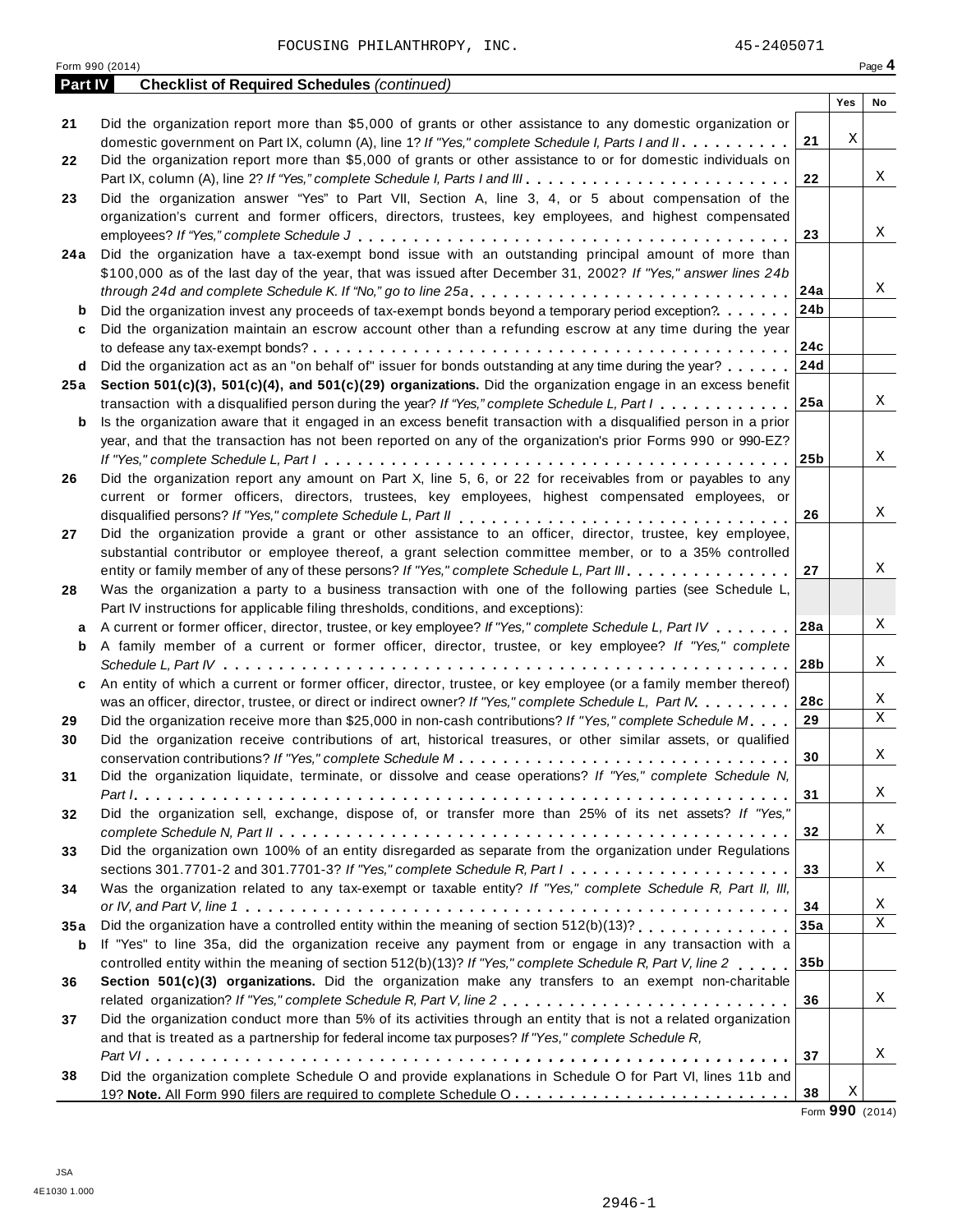FOCUSING PHILANTHROPY, INC. 45-2405071

Form 990 (2014) Page **4**

**Part IV Checklist of Required Schedules** *(continued)*

| | | | Yes | No |
|---|---|---|---|---|
| 21 | Did the organization report more than $5,000 of grants or other assistance to any domestic organization or domestic government on Part IX, column (A), line 1? *If "Yes," complete Schedule I, Parts I and II* | 21 | X | |
| 22 | Did the organization report more than $5,000 of grants or other assistance to or for domestic individuals on Part IX, column (A), line 2? *If "Yes," complete Schedule I, Parts I and III* | 22 | | X |
| 23 | Did the organization answer "Yes" to Part VII, Section A, line 3, 4, or 5 about compensation of the organization's current and former officers, directors, trustees, key employees, and highest compensated employees? *If "Yes," complete Schedule J* | 23 | | X |
| 24a | Did the organization have a tax-exempt bond issue with an outstanding principal amount of more than $100,000 as of the last day of the year, that was issued after December 31, 2002? *If "Yes," answer lines 24b through 24d and complete Schedule K. If "No," go to line 25a* | 24a | | X |
| b | Did the organization invest any proceeds of tax-exempt bonds beyond a temporary period exception? | 24b | | |
| c | Did the organization maintain an escrow account other than a refunding escrow at any time during the year to defease any tax-exempt bonds? | 24c | | |
| d | Did the organization act as an "on behalf of" issuer for bonds outstanding at any time during the year? | 24d | | |
| 25a | **Section 501(c)(3), 501(c)(4), and 501(c)(29) organizations.** Did the organization engage in an excess benefit transaction with a disqualified person during the year? *If "Yes," complete Schedule L, Part I* | 25a | | X |
| b | Is the organization aware that it engaged in an excess benefit transaction with a disqualified person in a prior year, and that the transaction has not been reported on any of the organization's prior Forms 990 or 990-EZ? *If "Yes," complete Schedule L, Part I* | 25b | | X |
| 26 | Did the organization report any amount on Part X, line 5, 6, or 22 for receivables from or payables to any current or former officers, directors, trustees, key employees, highest compensated employees, or disqualified persons? *If "Yes," complete Schedule L, Part II* | 26 | | X |
| 27 | Did the organization provide a grant or other assistance to an officer, director, trustee, key employee, substantial contributor or employee thereof, a grant selection committee member, or to a 35% controlled entity or family member of any of these persons? *If "Yes," complete Schedule L, Part III* | 27 | | X |
| 28 | Was the organization a party to a business transaction with one of the following parties (see Schedule L, Part IV instructions for applicable filing thresholds, conditions, and exceptions): | | | |
| a | A current or former officer, director, trustee, or key employee? *If "Yes," complete Schedule L, Part IV* | 28a | | X |
| b | A family member of a current or former officer, director, trustee, or key employee? *If "Yes," complete Schedule L, Part IV* | 28b | | X |
| c | An entity of which a current or former officer, director, trustee, or key employee (or a family member thereof) was an officer, director, trustee, or direct or indirect owner? *If "Yes," complete Schedule L, Part IV* | 28c | | X |
| 29 | Did the organization receive more than $25,000 in non-cash contributions? *If "Yes," complete Schedule M* | 29 | | X |
| 30 | Did the organization receive contributions of art, historical treasures, or other similar assets, or qualified conservation contributions? *If "Yes," complete Schedule M* | 30 | | X |
| 31 | Did the organization liquidate, terminate, or dissolve and cease operations? *If "Yes," complete Schedule N, Part I* | 31 | | X |
| 32 | Did the organization sell, exchange, dispose of, or transfer more than 25% of its net assets? *If "Yes," complete Schedule N, Part II* | 32 | | X |
| 33 | Did the organization own 100% of an entity disregarded as separate from the organization under Regulations sections 301.7701-2 and 301.7701-3? *If "Yes," complete Schedule R, Part I* | 33 | | X |
| 34 | Was the organization related to any tax-exempt or taxable entity? *If "Yes," complete Schedule R, Part II, III, or IV, and Part V, line 1* | 34 | | X |
| 35a | Did the organization have a controlled entity within the meaning of section 512(b)(13)? | 35a | | X |
| b | If "Yes" to line 35a, did the organization receive any payment from or engage in any transaction with a controlled entity within the meaning of section 512(b)(13)? *If "Yes," complete Schedule R, Part V, line 2* | 35b | | |
| 36 | **Section 501(c)(3) organizations.** Did the organization make any transfers to an exempt non-charitable related organization? *If "Yes," complete Schedule R, Part V, line 2* | 36 | | X |
| 37 | Did the organization conduct more than 5% of its activities through an entity that is not a related organization and that is treated as a partnership for federal income tax purposes? *If "Yes," complete Schedule R, Part VI* | 37 | | X |
| 38 | Did the organization complete Schedule O and provide explanations in Schedule O for Part VI, lines 11b and 19? **Note.** All Form 990 filers are required to complete Schedule O | 38 | X | |

Form **990** (2014)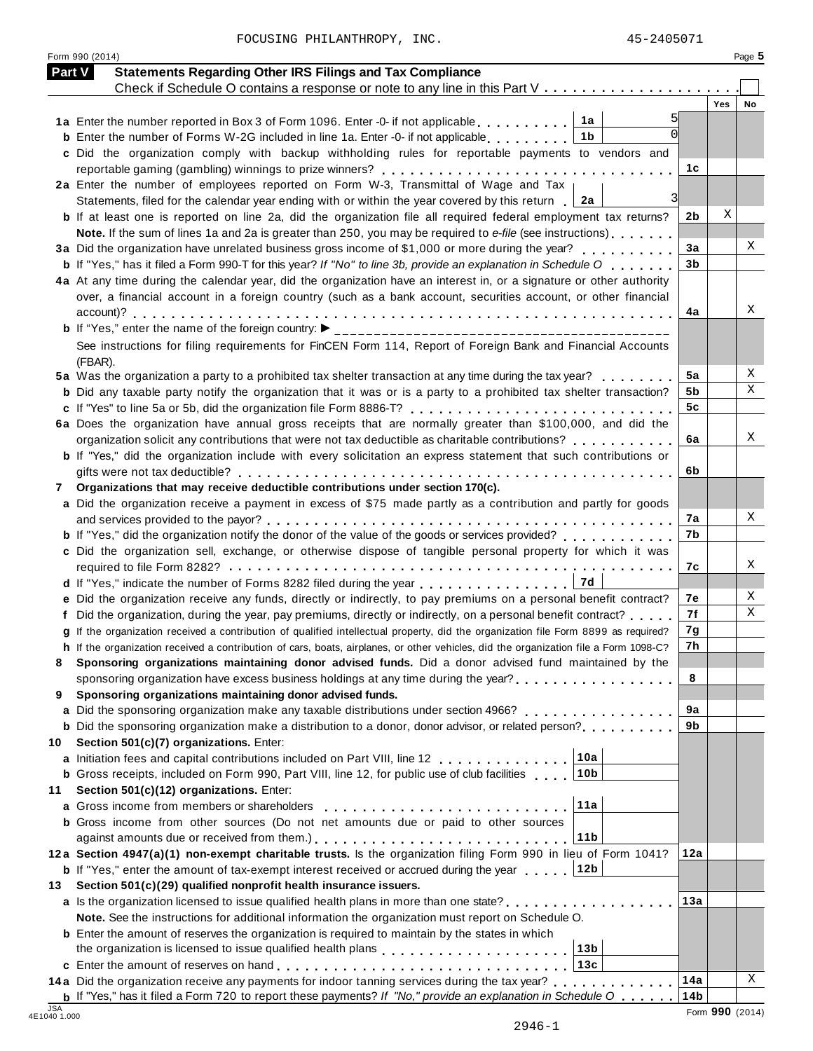FOCUSING PHILANTHROPY, INC. 45-2405071

Form 990 (2014) Page **5**

## Part V Statements Regarding Other IRS Filings and Tax Compliance

Check if Schedule O contains a response or note to any line in this Part V . . . . . . . . . . . . . . . . . . . . . ☐

| | | | Yes | No |
|---|---|---|---|---|
| **1a** Enter the number reported in Box 3 of Form 1096. Enter -0- if not applicable . . . . . . . . . | 1a | 5 | | |
| **b** Enter the number of Forms W-2G included in line 1a. Enter -0- if not applicable . . . . . . . . | 1b | 0 | | |
| **c** Did the organization comply with backup withholding rules for reportable payments to vendors and reportable gaming (gambling) winnings to prize winners? | 1c | | | |
| **2a** Enter the number of employees reported on Form W-3, Transmittal of Wage and Tax Statements, filed for the calendar year ending with or within the year covered by this return | 2a | 3 | | |
| **b** If at least one is reported on line 2a, did the organization file all required federal employment tax returns? | 2b | | X | |
| **Note.** If the sum of lines 1a and 2a is greater than 250, you may be required to *e-file* (see instructions) | | | | |
| **3a** Did the organization have unrelated business gross income of $1,000 or more during the year? | 3a | | | X |
| **b** If "Yes," has it filed a Form 990-T for this year? *If "No" to line 3b, provide an explanation in Schedule O* | 3b | | | |
| **4a** At any time during the calendar year, did the organization have an interest in, or a signature or other authority over, a financial account in a foreign country (such as a bank account, securities account, or other financial account)? | 4a | | | X |
| **b** If "Yes," enter the name of the foreign country: ▶ ________________ See instructions for filing requirements for FinCEN Form 114, Report of Foreign Bank and Financial Accounts (FBAR). | | | | |
| **5a** Was the organization a party to a prohibited tax shelter transaction at any time during the tax year? | 5a | | | X |
| **b** Did any taxable party notify the organization that it was or is a party to a prohibited tax shelter transaction? | 5b | | | X |
| **c** If "Yes" to line 5a or 5b, did the organization file Form 8886-T? | 5c | | | |
| **6a** Does the organization have annual gross receipts that are normally greater than $100,000, and did the organization solicit any contributions that were not tax deductible as charitable contributions? | 6a | | | X |
| **b** If "Yes," did the organization include with every solicitation an express statement that such contributions or gifts were not tax deductible? | 6b | | | |
| **7** **Organizations that may receive deductible contributions under section 170(c).** | | | | |
| **a** Did the organization receive a payment in excess of $75 made partly as a contribution and partly for goods and services provided to the payor? | 7a | | | X |
| **b** If "Yes," did the organization notify the donor of the value of the goods or services provided? | 7b | | | |
| **c** Did the organization sell, exchange, or otherwise dispose of tangible personal property for which it was required to file Form 8282? | 7c | | | X |
| **d** If "Yes," indicate the number of Forms 8282 filed during the year . . . . . . . . . . . . . . . | 7d | | | |
| **e** Did the organization receive any funds, directly or indirectly, to pay premiums on a personal benefit contract? | 7e | | | X |
| **f** Did the organization, during the year, pay premiums, directly or indirectly, on a personal benefit contract? | 7f | | | X |
| **g** If the organization received a contribution of qualified intellectual property, did the organization file Form 8899 as required? | 7g | | | |
| **h** If the organization received a contribution of cars, boats, airplanes, or other vehicles, did the organization file a Form 1098-C? | 7h | | | |
| **8** **Sponsoring organizations maintaining donor advised funds.** Did a donor advised fund maintained by the sponsoring organization have excess business holdings at any time during the year? | 8 | | | |
| **9** **Sponsoring organizations maintaining donor advised funds.** | | | | |
| **a** Did the sponsoring organization make any taxable distributions under section 4966? | 9a | | | |
| **b** Did the sponsoring organization make a distribution to a donor, donor advisor, or related person? | 9b | | | |
| **10** **Section 501(c)(7) organizations.** Enter: | | | | |
| **a** Initiation fees and capital contributions included on Part VIII, line 12 . . . . . . . . . . . . . | 10a | | | |
| **b** Gross receipts, included on Form 990, Part VIII, line 12, for public use of club facilities . . . . | 10b | | | |
| **11** **Section 501(c)(12) organizations.** Enter: | | | | |
| **a** Gross income from members or shareholders . . . . . . . . . . . . . . . . . . . . . . . . | 11a | | | |
| **b** Gross income from other sources (Do not net amounts due or paid to other sources against amounts due or received from them.) | 11b | | | |
| **12a** **Section 4947(a)(1) non-exempt charitable trusts.** Is the organization filing Form 990 in lieu of Form 1041? | 12a | | | |
| **b** If "Yes," enter the amount of tax-exempt interest received or accrued during the year . . . . . | 12b | | | |
| **13** **Section 501(c)(29) qualified nonprofit health insurance issuers.** | | | | |
| **a** Is the organization licensed to issue qualified health plans in more than one state? | 13a | | | |
| **Note.** See the instructions for additional information the organization must report on Schedule O. | | | | |
| **b** Enter the amount of reserves the organization is required to maintain by the states in which the organization is licensed to issue qualified health plans . . . . . . . . . . . . . . . . . . . | 13b | | | |
| **c** Enter the amount of reserves on hand . . . . . . . . . . . . . . . . . . . . . . . . . . . . | 13c | | | |
| **14a** Did the organization receive any payments for indoor tanning services during the tax year? | 14a | | | X |
| **b** If "Yes," has it filed a Form 720 to report these payments? *If "No," provide an explanation in Schedule O* | 14b | | | |

JSA 4E1040 1.000

Form **990** (2014)

2946-1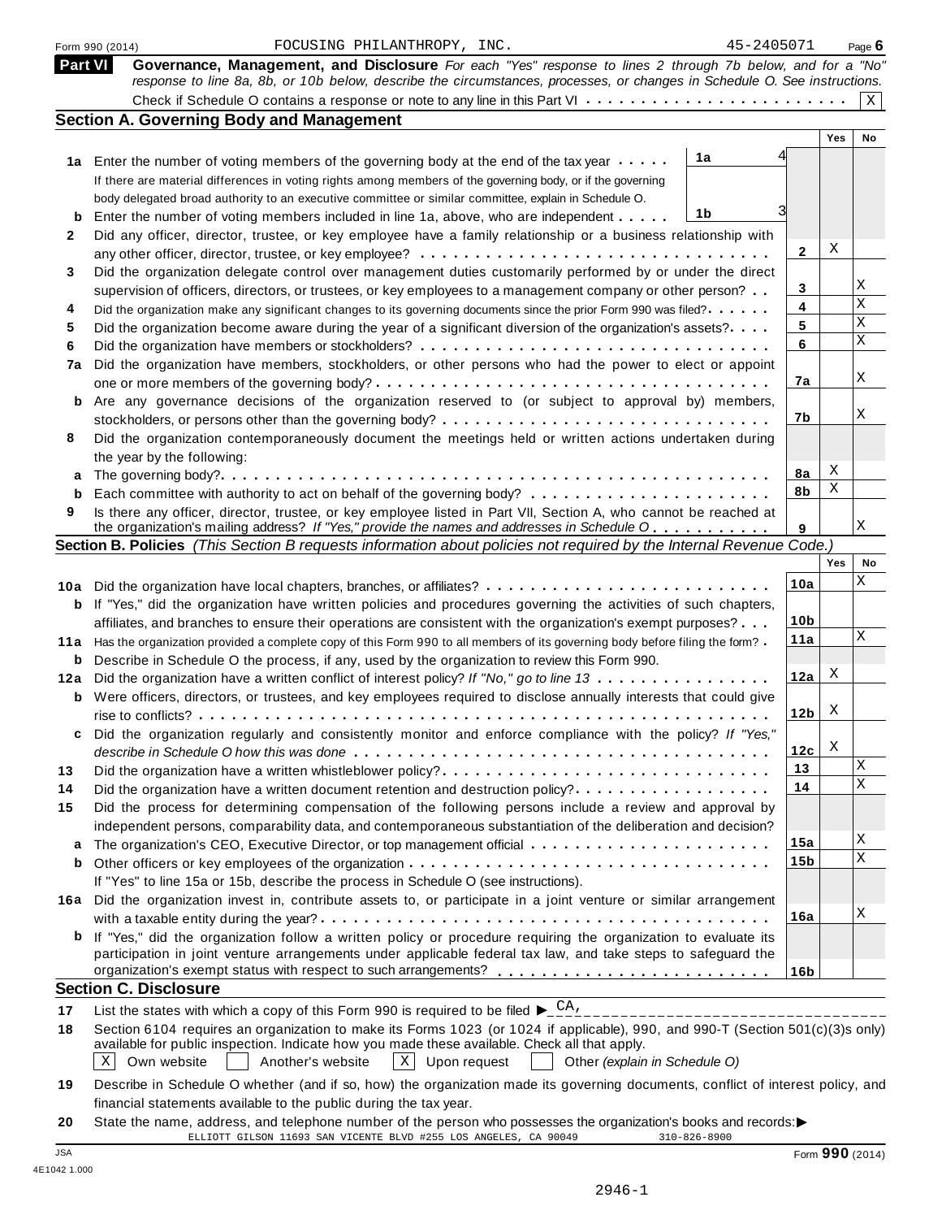Form 990 (2014) FOCUSING PHILANTHROPY, INC. 45-2405071 Page 6

## Part VI Governance, Management, and Disclosure

*For each "Yes" response to lines 2 through 7b below, and for a "No" response to line 8a, 8b, or 10b below, describe the circumstances, processes, or changes in Schedule O. See instructions.*

Check if Schedule O contains a response or note to any line in this Part VI . . . . . . . . . . . . . . . . . . . . . . . . [X]

### Section A. Governing Body and Management

| | | | | Yes | No |
|---|---|---|---|---|---|
| **1a** | Enter the number of voting members of the governing body at the end of the tax year . . . . . If there are material differences in voting rights among members of the governing body, or if the governing body delegated broad authority to an executive committee or similar committee, explain in Schedule O. | 1a: 4 | | | |
| **b** | Enter the number of voting members included in line 1a, above, who are independent . . . . . | 1b: 3 | | | |
| **2** | Did any officer, director, trustee, or key employee have a family relationship or a business relationship with any other officer, director, trustee, or key employee? . . . . . . . . . . | | 2 | X | |
| **3** | Did the organization delegate control over management duties customarily performed by or under the direct supervision of officers, directors, or trustees, or key employees to a management company or other person? . . | | 3 | | X |
| **4** | Did the organization make any significant changes to its governing documents since the prior Form 990 was filed? . . . . . | | 4 | | X |
| **5** | Did the organization become aware during the year of a significant diversion of the organization's assets? . . . . | | 5 | | X |
| **6** | Did the organization have members or stockholders? . . . . . . . . . . | | 6 | | X |
| **7a** | Did the organization have members, stockholders, or other persons who had the power to elect or appoint one or more members of the governing body? . . . . . . . . . . | | 7a | | X |
| **b** | Are any governance decisions of the organization reserved to (or subject to approval by) members, stockholders, or persons other than the governing body? . . . . . . . . . . | | 7b | | X |
| **8** | Did the organization contemporaneously document the meetings held or written actions undertaken during the year by the following: | | | | |
| **a** | The governing body? . . . . . . . . . . | | 8a | X | |
| **b** | Each committee with authority to act on behalf of the governing body? . . . . . . . . . . | | 8b | X | |
| **9** | Is there any officer, director, trustee, or key employee listed in Part VII, Section A, who cannot be reached at the organization's mailing address? *If "Yes," provide the names and addresses in Schedule O* . . . . . . . . . . | | 9 | | X |

### Section B. Policies *(This Section B requests information about policies not required by the Internal Revenue Code.)*

| | | | Yes | No |
|---|---|---|---|---|
| **10a** | Did the organization have local chapters, branches, or affiliates? . . . . . . . . . . | 10a | | X |
| **b** | If "Yes," did the organization have written policies and procedures governing the activities of such chapters, affiliates, and branches to ensure their operations are consistent with the organization's exempt purposes? . . . | 10b | | |
| **11a** | Has the organization provided a complete copy of this Form 990 to all members of its governing body before filing the form? . | 11a | | X |
| **b** | Describe in Schedule O the process, if any, used by the organization to review this Form 990. | | | |
| **12a** | Did the organization have a written conflict of interest policy? *If "No," go to line 13* . . . . . . . . . . | 12a | X | |
| **b** | Were officers, directors, or trustees, and key employees required to disclose annually interests that could give rise to conflicts? . . . . . . . . . . | 12b | X | |
| **c** | Did the organization regularly and consistently monitor and enforce compliance with the policy? *If "Yes," describe in Schedule O how this was done* . . . . . . . . . . | 12c | X | |
| **13** | Did the organization have a written whistleblower policy? . . . . . . . . . . | 13 | | X |
| **14** | Did the organization have a written document retention and destruction policy? . . . . . . . . . . | 14 | | X |
| **15** | Did the process for determining compensation of the following persons include a review and approval by independent persons, comparability data, and contemporaneous substantiation of the deliberation and decision? | | | |
| **a** | The organization's CEO, Executive Director, or top management official . . . . . . . . . . | 15a | | X |
| **b** | Other officers or key employees of the organization . . . . . . . . . . | 15b | | X |
| | If "Yes" to line 15a or 15b, describe the process in Schedule O (see instructions). | | | |
| **16a** | Did the organization invest in, contribute assets to, or participate in a joint venture or similar arrangement with a taxable entity during the year? . . . . . . . . . . | 16a | | X |
| **b** | If "Yes," did the organization follow a written policy or procedure requiring the organization to evaluate its participation in joint venture arrangements under applicable federal tax law, and take steps to safeguard the organization's exempt status with respect to such arrangements? . . . . . . . . . . | 16b | | |

### Section C. Disclosure

**17** List the states with which a copy of this Form 990 is required to be filed ▶ CA,

**18** Section 6104 requires an organization to make its Forms 1023 (or 1024 if applicable), 990, and 990-T (Section 501(c)(3)s only) available for public inspection. Indicate how you made these available. Check all that apply.

[X] Own website [ ] Another's website [X] Upon request [ ] Other *(explain in Schedule O)*

**19** Describe in Schedule O whether (and if so, how) the organization made its governing documents, conflict of interest policy, and financial statements available to the public during the tax year.

**20** State the name, address, and telephone number of the person who possesses the organization's books and records: ▶

ELLIOTT GILSON 11693 SAN VICENTE BLVD #255 LOS ANGELES, CA 90049 310-826-8900

JSA
4E1042 1.000

Form **990** (2014)

2946-1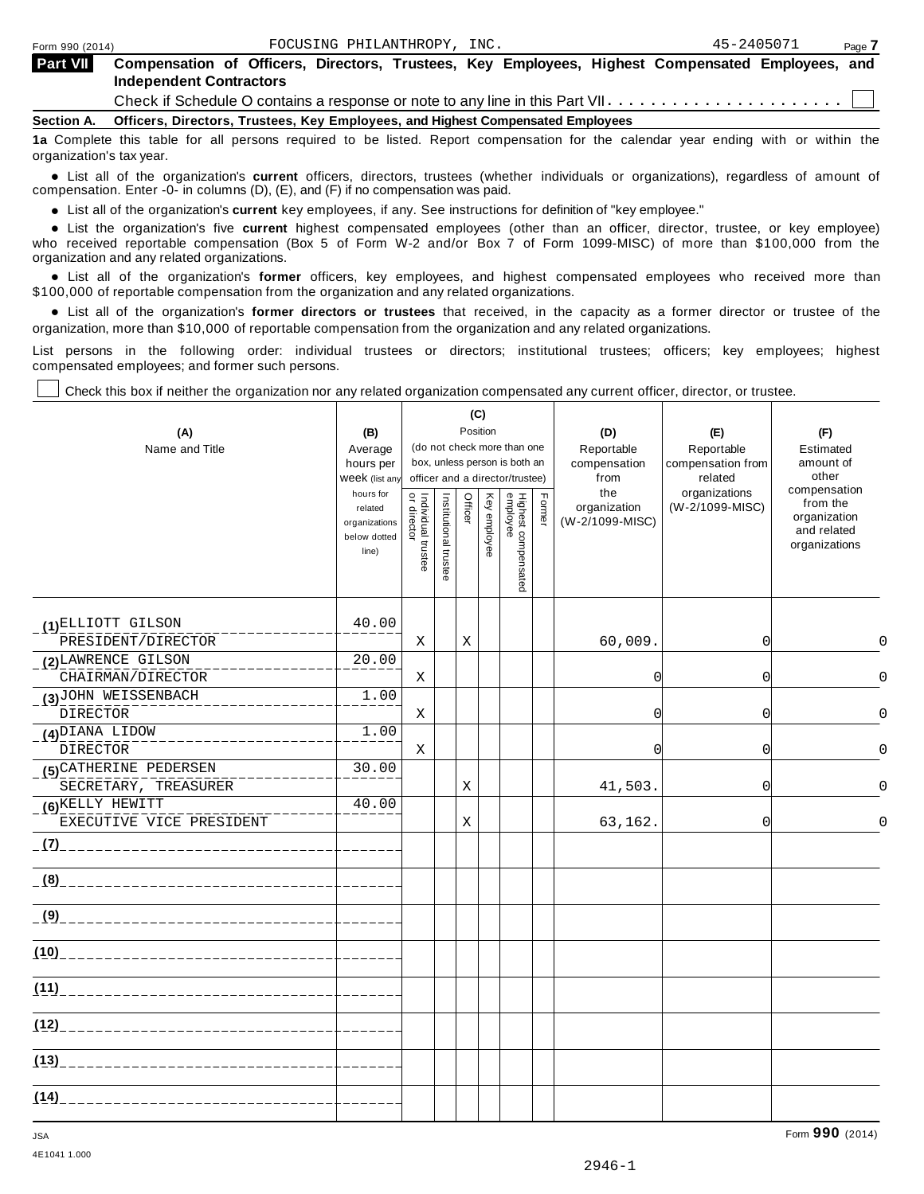Form 990 (2014) FOCUSING PHILANTHROPY, INC. 45-2405071 Page 7

**Part VII** **Compensation of Officers, Directors, Trustees, Key Employees, Highest Compensated Employees, and Independent Contractors**

Check if Schedule O contains a response or note to any line in this Part VII . . . . . . . . . . . . . . . . . . . . . . ☐

**Section A. Officers, Directors, Trustees, Key Employees, and Highest Compensated Employees**

**1a** Complete this table for all persons required to be listed. Report compensation for the calendar year ending with or within the organization's tax year.

- List all of the organization's **current** officers, directors, trustees (whether individuals or organizations), regardless of amount of compensation. Enter -0- in columns (D), (E), and (F) if no compensation was paid.
- List all of the organization's **current** key employees, if any. See instructions for definition of "key employee."
- List the organization's five **current** highest compensated employees (other than an officer, director, trustee, or key employee) who received reportable compensation (Box 5 of Form W-2 and/or Box 7 of Form 1099-MISC) of more than $100,000 from the organization and any related organizations.
- List all of the organization's **former** officers, key employees, and highest compensated employees who received more than $100,000 of reportable compensation from the organization and any related organizations.
- List all of the organization's **former directors or trustees** that received, in the capacity as a former director or trustee of the organization, more than $10,000 of reportable compensation from the organization and any related organizations.

List persons in the following order: individual trustees or directors; institutional trustees; officers; key employees; highest compensated employees; and former such persons.

☐ Check this box if neither the organization nor any related organization compensated any current officer, director, or trustee.

| (A) Name and Title | (B) Average hours per week (list any hours for related organizations below dotted line) | (C) Position (do not check more than one box, unless person is both an officer and a director/trustee) | | | | | | (D) Reportable compensation from the organization (W-2/1099-MISC) | (E) Reportable compensation from related organizations (W-2/1099-MISC) | (F) Estimated amount of other compensation from the organization and related organizations |
|---|---|---|---|---|---|---|---|---|---|---|
| | | Individual trustee or director | Institutional trustee | Officer | Key employee | Highest compensated employee | Former | | | |
| (1) ELLIOTT GILSON<br>PRESIDENT/DIRECTOR | 40.00 | X | | X | | | | 60,009. | 0 | 0 |
| (2) LAWRENCE GILSON<br>CHAIRMAN/DIRECTOR | 20.00 | X | | | | | | 0 | 0 | 0 |
| (3) JOHN WEISSENBACH<br>DIRECTOR | 1.00 | X | | | | | | 0 | 0 | 0 |
| (4) DIANA LIDOW<br>DIRECTOR | 1.00 | X | | | | | | 0 | 0 | 0 |
| (5) CATHERINE PEDERSEN<br>SECRETARY, TREASURER | 30.00 | | | X | | | | 41,503. | 0 | 0 |
| (6) KELLY HEWITT<br>EXECUTIVE VICE PRESIDENT | 40.00 | | | X | | | | 63,162. | 0 | 0 |
| (7) | | | | | | | | | | |
| (8) | | | | | | | | | | |
| (9) | | | | | | | | | | |
| (10) | | | | | | | | | | |
| (11) | | | | | | | | | | |
| (12) | | | | | | | | | | |
| (13) | | | | | | | | | | |
| (14) | | | | | | | | | | |

JSA
4E1041 1.000

Form **990** (2014)

2946-1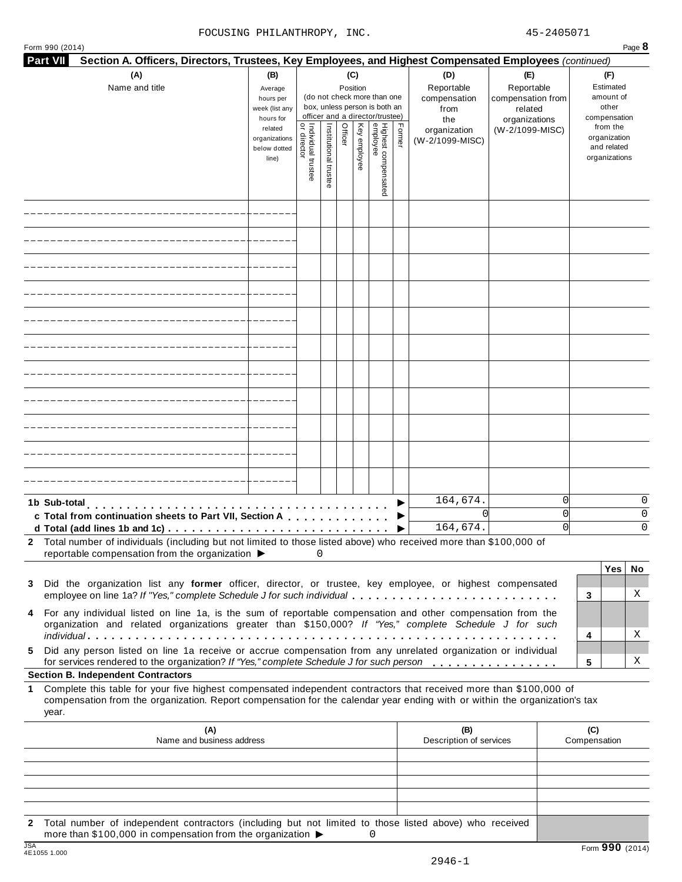FOCUSING PHILANTHROPY, INC. 45-2405071

Form 990 (2014) Page **8**

## Part VII Section A. Officers, Directors, Trustees, Key Employees, and Highest Compensated Employees *(continued)*

| (A) Name and title | (B) Average hours per week (list any hours for related organizations below dotted line) | (C) Position (do not check more than one box, unless person is both an officer and a director/trustee): Individual trustee or director | Institutional trustee | Officer | Key employee | Highest compensated employee | Former | (D) Reportable compensation from the organization (W-2/1099-MISC) | (E) Reportable compensation from related organizations (W-2/1099-MISC) | (F) Estimated amount of other compensation from the organization and related organizations |
|---|---|---|---|---|---|---|---|---|---|---|
| | | | | | | | | | | |
| | | | | | | | | | | |
| | | | | | | | | | | |
| | | | | | | | | | | |
| | | | | | | | | | | |
| | | | | | | | | | | |
| | | | | | | | | | | |
| | | | | | | | | | | |
| | | | | | | | | | | |
| | | | | | | | | | | |
| | | | | | | | | | | |
| **1b Sub-total** | | | | | | | ▶ | 164,674. | 0 | 0 |
| **c Total from continuation sheets to Part VII, Section A** | | | | | | | ▶ | 0 | 0 | 0 |
| **d Total (add lines 1b and 1c)** | | | | | | | ▶ | 164,674. | 0 | 0 |

**2** Total number of individuals (including but not limited to those listed above) who received more than $100,000 of reportable compensation from the organization ▶ 0

| | | Yes | No |
|---|---|---|---|
| **3** Did the organization list any **former** officer, director, or trustee, key employee, or highest compensated employee on line 1a? *If "Yes," complete Schedule J for such individual* | 3 | | X |
| **4** For any individual listed on line 1a, is the sum of reportable compensation and other compensation from the organization and related organizations greater than $150,000? *If "Yes," complete Schedule J for such individual* | 4 | | X |
| **5** Did any person listed on line 1a receive or accrue compensation from any unrelated organization or individual for services rendered to the organization? *If "Yes," complete Schedule J for such person* | 5 | | X |

### Section B. Independent Contractors

**1** Complete this table for your five highest compensated independent contractors that received more than $100,000 of compensation from the organization. Report compensation for the calendar year ending with or within the organization's tax year.

| (A) Name and business address | (B) Description of services | (C) Compensation |
|---|---|---|
| | | |
| | | |
| | | |
| | | |
| | | |

**2** Total number of independent contractors (including but not limited to those listed above) who received more than $100,000 in compensation from the organization ▶ 0

JSA 4E1055 1.000

Form **990** (2014)

2946-1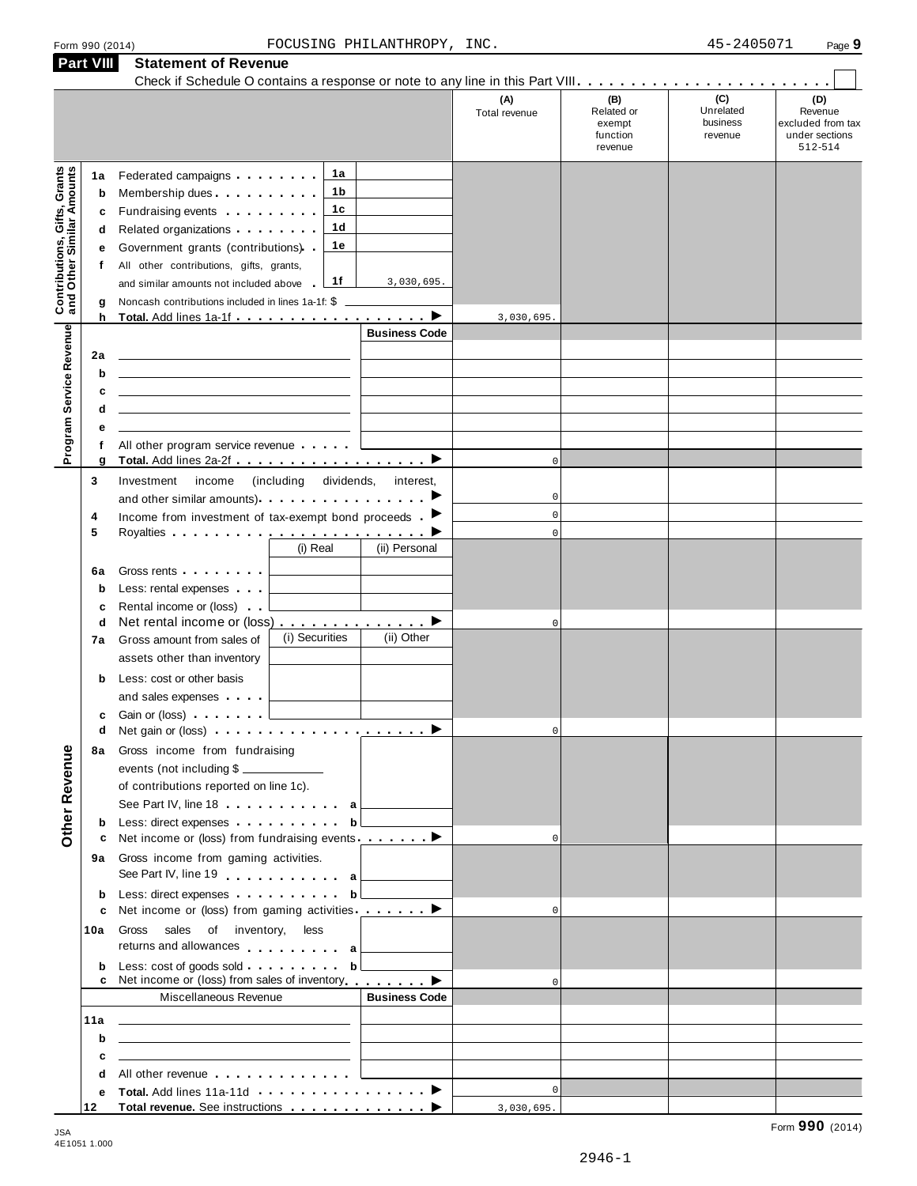Form 990 (2014) FOCUSING PHILANTHROPY, INC. 45-2405071 Page **9**

## Part VIII Statement of Revenue

Check if Schedule O contains a response or note to any line in this Part VIII. . . . . . . . . . . . . . . . . . . . . . . . . ☐

| | | | | (A) Total revenue | (B) Related or exempt function revenue | (C) Unrelated business revenue | (D) Revenue excluded from tax under sections 512-514 |
|---|---|---|---|---|---|---|---|
| **Contributions, Gifts, Grants and Other Similar Amounts** | 1a | Federated campaigns | 1a | | | | | |
| | b | Membership dues | 1b | | | | | |
| | c | Fundraising events | 1c | | | | | |
| | d | Related organizations | 1d | | | | | |
| | e | Government grants (contributions) | 1e | | | | | |
| | f | All other contributions, gifts, grants, and similar amounts not included above | 1f 3,030,695. | | | | | |
| | g | Noncash contributions included in lines 1a-1f: $ | | | | | | |
| | h | **Total.** Add lines 1a-1f ▶ | | 3,030,695. | | | |

| | | | Business Code | (A) | (B) | (C) | (D) |
|---|---|---|---|---|---|---|---|
| **Program Service Revenue** | 2a | | | | | | |
| | b | | | | | | |
| | c | | | | | | |
| | d | | | | | | |
| | e | | | | | | |
| | f | All other program service revenue | | | | | |
| | g | **Total.** Add lines 2a-2f ▶ | | 0 | | | |

| | | | (i) Real | (ii) Personal | (A) | (B) | (C) | (D) |
|---|---|---|---|---|---|---|---|---|
| **Other Revenue** | 3 | Investment income (including dividends, interest, and other similar amounts) ▶ | | | 0 | | | |
| | 4 | Income from investment of tax-exempt bond proceeds ▶ | | | 0 | | | |
| | 5 | Royalties ▶ | | | 0 | | | |
| | 6a | Gross rents | | | | | | |
| | b | Less: rental expenses | | | | | | |
| | c | Rental income or (loss) | | | | | | |
| | d | Net rental income or (loss) ▶ | | | 0 | | | |
| | | | (i) Securities | (ii) Other | | | | |
| | 7a | Gross amount from sales of assets other than inventory | | | | | | |
| | b | Less: cost or other basis and sales expenses | | | | | | |
| | c | Gain or (loss) | | | | | | |
| | d | Net gain or (loss) ▶ | | | 0 | | | |
| | 8a | Gross income from fundraising events (not including $ ______ of contributions reported on line 1c). See Part IV, line 18 . . . a | | | | | | |
| | b | Less: direct expenses . . . b | | | | | | |
| | c | Net income or (loss) from fundraising events ▶ | | | 0 | | | |
| | 9a | Gross income from gaming activities. See Part IV, line 19 . . . a | | | | | | |
| | b | Less: direct expenses . . . b | | | | | | |
| | c | Net income or (loss) from gaming activities ▶ | | | 0 | | | |
| | 10a | Gross sales of inventory, less returns and allowances . . . a | | | | | | |
| | b | Less: cost of goods sold . . . b | | | | | | |
| | c | Net income or (loss) from sales of inventory ▶ | | | 0 | | | |

| | Miscellaneous Revenue | Business Code | (A) | (B) | (C) | (D) |
|---|---|---|---|---|---|---|
| 11a | | | | | | |
| b | | | | | | |
| c | | | | | | |
| d | All other revenue | | | | | |
| e | **Total.** Add lines 11a-11d ▶ | | 0 | | | |
| 12 | **Total revenue.** See instructions ▶ | | 3,030,695. | | | |

JSA 4E1051 1.000

Form **990** (2014)

2946-1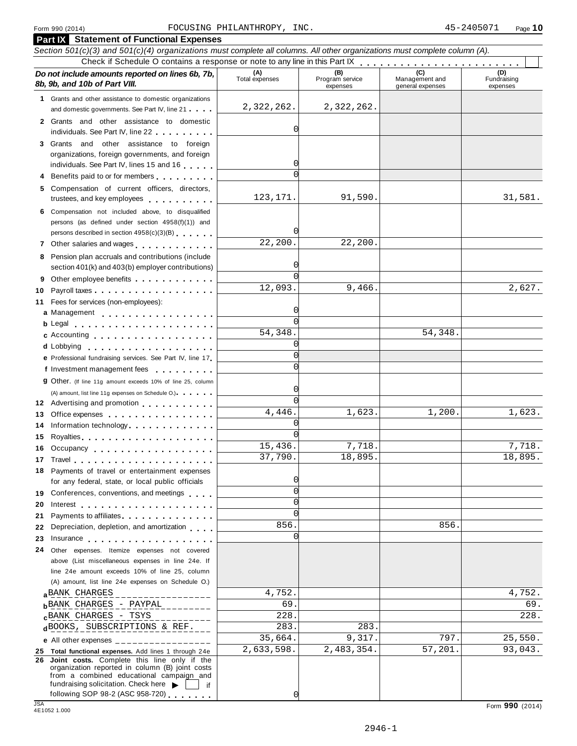Form 990 (2014) FOCUSING PHILANTHROPY, INC. 45-2405071 Page **10**

## Part IX Statement of Functional Expenses

*Section 501(c)(3) and 501(c)(4) organizations must complete all columns. All other organizations must complete column (A).*

Check if Schedule O contains a response or note to any line in this Part IX . . . . . . . . . . . . . . . . . . . . . . . . ☐

| *Do not include amounts reported on lines 6b, 7b, 8b, 9b, and 10b of Part VIII.* | (A) Total expenses | (B) Program service expenses | (C) Management and general expenses | (D) Fundraising expenses |
|---|---|---|---|---|
| **1** Grants and other assistance to domestic organizations and domestic governments. See Part IV, line 21 | 2,322,262. | 2,322,262. | | |
| **2** Grants and other assistance to domestic individuals. See Part IV, line 22 | 0 | | | |
| **3** Grants and other assistance to foreign organizations, foreign governments, and foreign individuals. See Part IV, lines 15 and 16 | 0 | | | |
| **4** Benefits paid to or for members | 0 | | | |
| **5** Compensation of current officers, directors, trustees, and key employees | 123,171. | 91,590. | | 31,581. |
| **6** Compensation not included above, to disqualified persons (as defined under section 4958(f)(1)) and persons described in section 4958(c)(3)(B) | 0 | | | |
| **7** Other salaries and wages | 22,200. | 22,200. | | |
| **8** Pension plan accruals and contributions (include section 401(k) and 403(b) employer contributions) | 0 | | | |
| **9** Other employee benefits | 0 | | | |
| **10** Payroll taxes | 12,093. | 9,466. | | 2,627. |
| **11** Fees for services (non-employees): | | | | |
| **a** Management | 0 | | | |
| **b** Legal | 0 | | | |
| **c** Accounting | 54,348. | | 54,348. | |
| **d** Lobbying | 0 | | | |
| **e** Professional fundraising services. See Part IV, line 17 | 0 | | | |
| **f** Investment management fees | 0 | | | |
| **g** Other. (If line 11g amount exceeds 10% of line 25, column (A) amount, list line 11g expenses on Schedule O.) | 0 | | | |
| **12** Advertising and promotion | 0 | | | |
| **13** Office expenses | 4,446. | 1,623. | 1,200. | 1,623. |
| **14** Information technology | 0 | | | |
| **15** Royalties | 0 | | | |
| **16** Occupancy | 15,436. | 7,718. | | 7,718. |
| **17** Travel | 37,790. | 18,895. | | 18,895. |
| **18** Payments of travel or entertainment expenses for any federal, state, or local public officials | 0 | | | |
| **19** Conferences, conventions, and meetings | 0 | | | |
| **20** Interest | 0 | | | |
| **21** Payments to affiliates | 0 | | | |
| **22** Depreciation, depletion, and amortization | 856. | | 856. | |
| **23** Insurance | 0 | | | |
| **24** Other expenses. Itemize expenses not covered above (List miscellaneous expenses in line 24e. If line 24e amount exceeds 10% of line 25, column (A) amount, list line 24e expenses on Schedule O.) | | | | |
| **a** BANK CHARGES | 4,752. | | | 4,752. |
| **b** BANK CHARGES - PAYPAL | 69. | | | 69. |
| **c** BANK CHARGES - TSYS | 228. | | | 228. |
| **d** BOOKS, SUBSCRIPTIONS & REF. | 283. | 283. | | |
| **e** All other expenses | 35,664. | 9,317. | 797. | 25,550. |
| **25 Total functional expenses.** Add lines 1 through 24e | 2,633,598. | 2,483,354. | 57,201. | 93,043. |
| **26 Joint costs.** Complete this line only if the organization reported in column (B) joint costs from a combined educational campaign and fundraising solicitation. Check here ▶ ☐ if following SOP 98-2 (ASC 958-720) | 0 | | | |

JSA 4E1052 1.000 Form **990** (2014)

2946-1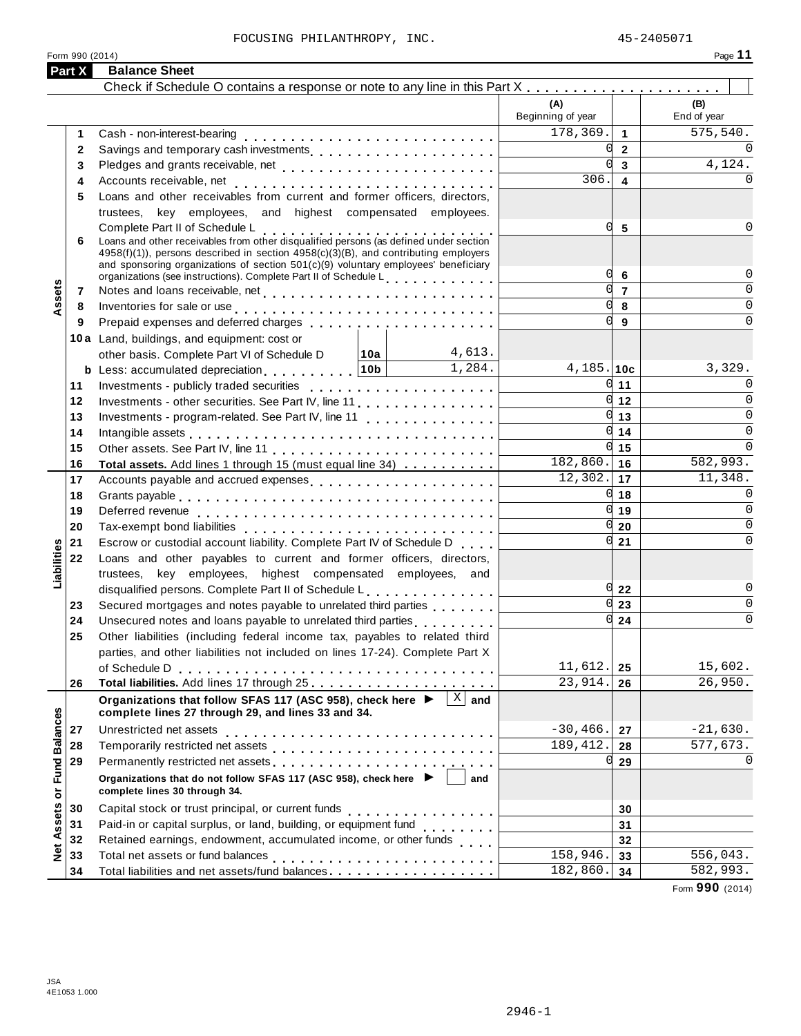FOCUSING PHILANTHROPY, INC. 45-2405071

Form 990 (2014)

## Part X Balance Sheet

Check if Schedule O contains a response or note to any line in this Part X . . . . . . . . . . . . . . . . . . . . .

| | | | | (A) Beginning of year | | (B) End of year |
|---|---|---|---|---|---|---|
| **Assets** | 1 | Cash - non-interest-bearing | | 178,369. | 1 | 575,540. |
| | 2 | Savings and temporary cash investments | | 0 | 2 | 0 |
| | 3 | Pledges and grants receivable, net | | 0 | 3 | 4,124. |
| | 4 | Accounts receivable, net | | 306. | 4 | 0 |
| | 5 | Loans and other receivables from current and former officers, directors, trustees, key employees, and highest compensated employees. Complete Part II of Schedule L | | 0 | 5 | 0 |
| | 6 | Loans and other receivables from other disqualified persons (as defined under section 4958(f)(1)), persons described in section 4958(c)(3)(B), and contributing employers and sponsoring organizations of section 501(c)(9) voluntary employees' beneficiary organizations (see instructions). Complete Part II of Schedule L | | 0 | 6 | 0 |
| | 7 | Notes and loans receivable, net | | 0 | 7 | 0 |
| | 8 | Inventories for sale or use | | 0 | 8 | 0 |
| | 9 | Prepaid expenses and deferred charges | | 0 | 9 | 0 |
| | 10a | Land, buildings, and equipment: cost or other basis. Complete Part VI of Schedule D | 10a 4,613. | | | |
| | b | Less: accumulated depreciation | 10b 1,284. | 4,185. | 10c | 3,329. |
| | 11 | Investments - publicly traded securities | | 0 | 11 | 0 |
| | 12 | Investments - other securities. See Part IV, line 11 | | 0 | 12 | 0 |
| | 13 | Investments - program-related. See Part IV, line 11 | | 0 | 13 | 0 |
| | 14 | Intangible assets | | 0 | 14 | 0 |
| | 15 | Other assets. See Part IV, line 11 | | 0 | 15 | 0 |
| | 16 | **Total assets.** Add lines 1 through 15 (must equal line 34) | | 182,860. | 16 | 582,993. |
| **Liabilities** | 17 | Accounts payable and accrued expenses | | 12,302. | 17 | 11,348. |
| | 18 | Grants payable | | 0 | 18 | 0 |
| | 19 | Deferred revenue | | 0 | 19 | 0 |
| | 20 | Tax-exempt bond liabilities | | 0 | 20 | 0 |
| | 21 | Escrow or custodial account liability. Complete Part IV of Schedule D | | 0 | 21 | 0 |
| | 22 | Loans and other payables to current and former officers, directors, trustees, key employees, highest compensated employees, and disqualified persons. Complete Part II of Schedule L | | 0 | 22 | 0 |
| | 23 | Secured mortgages and notes payable to unrelated third parties | | 0 | 23 | 0 |
| | 24 | Unsecured notes and loans payable to unrelated third parties | | 0 | 24 | 0 |
| | 25 | Other liabilities (including federal income tax, payables to related third parties, and other liabilities not included on lines 17-24). Complete Part X of Schedule D | | 11,612. | 25 | 15,602. |
| | 26 | **Total liabilities.** Add lines 17 through 25 | | 23,914. | 26 | 26,950. |
| **Net Assets or Fund Balances** | | **Organizations that follow SFAS 117 (ASC 958), check here ▶ [X] and complete lines 27 through 29, and lines 33 and 34.** | | | | |
| | 27 | Unrestricted net assets | | -30,466. | 27 | -21,630. |
| | 28 | Temporarily restricted net assets | | 189,412. | 28 | 577,673. |
| | 29 | Permanently restricted net assets | | 0 | 29 | 0 |
| | | **Organizations that do not follow SFAS 117 (ASC 958), check here ▶ [ ] and complete lines 30 through 34.** | | | | |
| | 30 | Capital stock or trust principal, or current funds | | | 30 | |
| | 31 | Paid-in or capital surplus, or land, building, or equipment fund | | | 31 | |
| | 32 | Retained earnings, endowment, accumulated income, or other funds | | | 32 | |
| | 33 | Total net assets or fund balances | | 158,946. | 33 | 556,043. |
| | 34 | Total liabilities and net assets/fund balances | | 182,860. | 34 | 582,993. |

Form **990** (2014)

JSA
4E1053 1.000

2946-1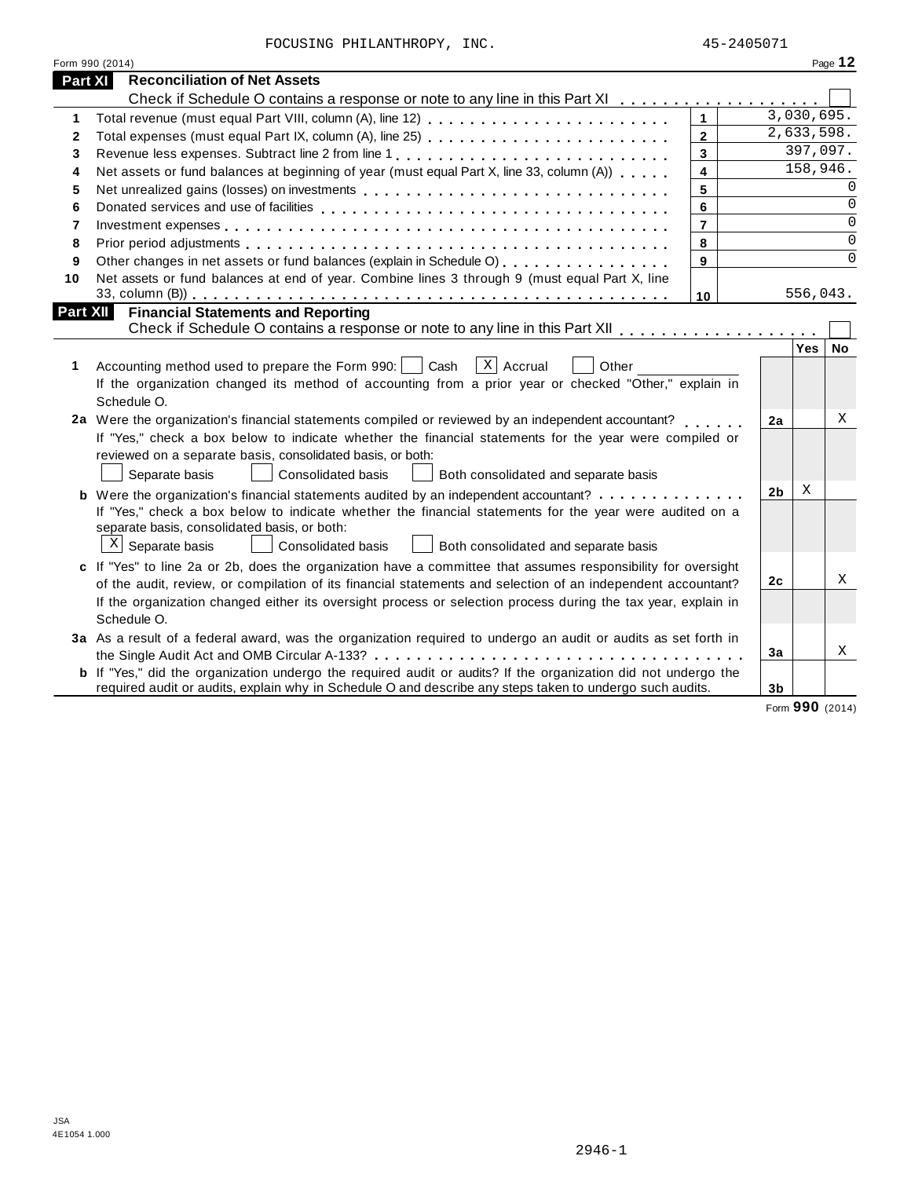FOCUSING PHILANTHROPY, INC. 45-2405071

Form 990 (2014) Page **12**

## Part XI Reconciliation of Net Assets

Check if Schedule O contains a response or note to any line in this Part XI . . . . . . . . . . . . . . . . . . . ☐

| | | | |
|---|---|---|---|
| 1 | Total revenue (must equal Part VIII, column (A), line 12) | 1 | 3,030,695. |
| 2 | Total expenses (must equal Part IX, column (A), line 25) | 2 | 2,633,598. |
| 3 | Revenue less expenses. Subtract line 2 from line 1 | 3 | 397,097. |
| 4 | Net assets or fund balances at beginning of year (must equal Part X, line 33, column (A)) | 4 | 158,946. |
| 5 | Net unrealized gains (losses) on investments | 5 | 0 |
| 6 | Donated services and use of facilities | 6 | 0 |
| 7 | Investment expenses | 7 | 0 |
| 8 | Prior period adjustments | 8 | 0 |
| 9 | Other changes in net assets or fund balances (explain in Schedule O) | 9 | 0 |
| 10 | Net assets or fund balances at end of year. Combine lines 3 through 9 (must equal Part X, line 33, column (B)) | 10 | 556,043. |

## Part XII Financial Statements and Reporting

Check if Schedule O contains a response or note to any line in this Part XII . . . . . . . . . . . . . . . . . . ☐

| | | | Yes | No |
|---|---|---|---|---|
| 1 | Accounting method used to prepare the Form 990: ☐ Cash ☒ Accrual ☐ Other ______<br>If the organization changed its method of accounting from a prior year or checked "Other," explain in Schedule O. | | | |
| 2a | Were the organization's financial statements compiled or reviewed by an independent accountant? | 2a | | X |
| | If "Yes," check a box below to indicate whether the financial statements for the year were compiled or reviewed on a separate basis, consolidated basis, or both:<br>☐ Separate basis ☐ Consolidated basis ☐ Both consolidated and separate basis | | | |
| b | Were the organization's financial statements audited by an independent accountant? | 2b | X | |
| | If "Yes," check a box below to indicate whether the financial statements for the year were audited on a separate basis, consolidated basis, or both:<br>☒ Separate basis ☐ Consolidated basis ☐ Both consolidated and separate basis | | | |
| c | If "Yes" to line 2a or 2b, does the organization have a committee that assumes responsibility for oversight of the audit, review, or compilation of its financial statements and selection of an independent accountant? | 2c | | X |
| | If the organization changed either its oversight process or selection process during the tax year, explain in Schedule O. | | | |
| 3a | As a result of a federal award, was the organization required to undergo an audit or audits as set forth in the Single Audit Act and OMB Circular A-133? | 3a | | X |
| b | If "Yes," did the organization undergo the required audit or audits? If the organization did not undergo the required audit or audits, explain why in Schedule O and describe any steps taken to undergo such audits. | 3b | | |

Form **990** (2014)

JSA
4E1054 1.000

2946-1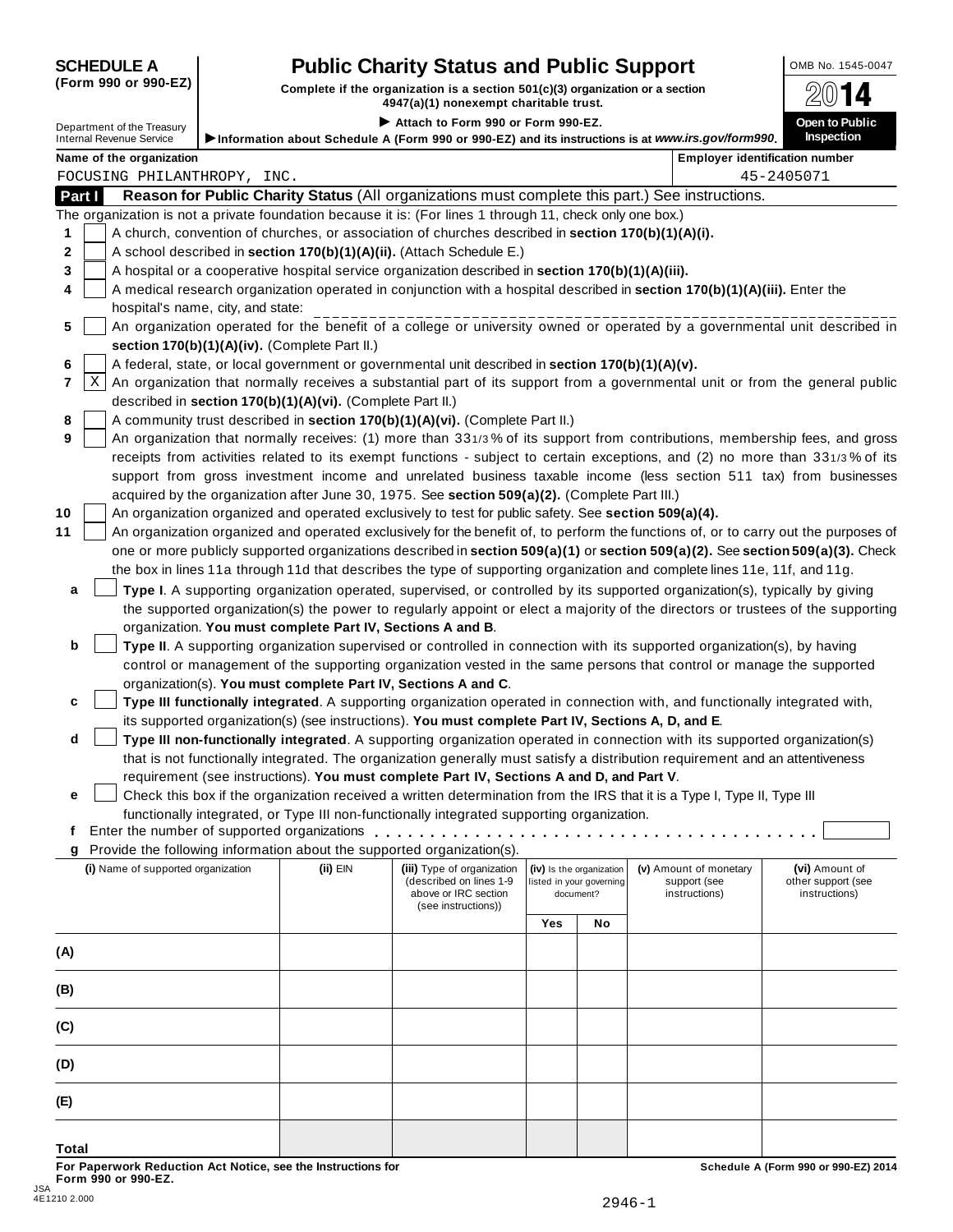**SCHEDULE A**
**(Form 990 or 990-EZ)**

Department of the Treasury
Internal Revenue Service

# Public Charity Status and Public Support

**Complete if the organization is a section 501(c)(3) organization or a section 4947(a)(1) nonexempt charitable trust.**

► **Attach to Form 990 or Form 990-EZ.**

► **Information about Schedule A (Form 990 or 990-EZ) and its instructions is at *www.irs.gov/form990*.**

OMB No. 1545-0047

**2014**

**Open to Public Inspection**

**Name of the organization**
FOCUSING PHILANTHROPY, INC.

**Employer identification number**
45-2405071

## Part I **Reason for Public Charity Status** (All organizations must complete this part.) See instructions.

The organization is not a private foundation because it is: (For lines 1 through 11, check only one box.)

1 [ ] A church, convention of churches, or association of churches described in **section 170(b)(1)(A)(i).**

2 [ ] A school described in **section 170(b)(1)(A)(ii).** (Attach Schedule E.)

3 [ ] A hospital or a cooperative hospital service organization described in **section 170(b)(1)(A)(iii).**

4 [ ] A medical research organization operated in conjunction with a hospital described in **section 170(b)(1)(A)(iii).** Enter the hospital's name, city, and state: ______________________________

5 [ ] An organization operated for the benefit of a college or university owned or operated by a governmental unit described in **section 170(b)(1)(A)(iv).** (Complete Part II.)

6 [ ] A federal, state, or local government or governmental unit described in **section 170(b)(1)(A)(v).**

7 [X] An organization that normally receives a substantial part of its support from a governmental unit or from the general public described in **section 170(b)(1)(A)(vi).** (Complete Part II.)

8 [ ] A community trust described in **section 170(b)(1)(A)(vi).** (Complete Part II.)

9 [ ] An organization that normally receives: (1) more than 33 1/3 % of its support from contributions, membership fees, and gross receipts from activities related to its exempt functions - subject to certain exceptions, and (2) no more than 33 1/3 % of its support from gross investment income and unrelated business taxable income (less section 511 tax) from businesses acquired by the organization after June 30, 1975. See **section 509(a)(2).** (Complete Part III.)

10 [ ] An organization organized and operated exclusively to test for public safety. See **section 509(a)(4).**

11 [ ] An organization organized and operated exclusively for the benefit of, to perform the functions of, or to carry out the purposes of one or more publicly supported organizations described in **section 509(a)(1)** or **section 509(a)(2).** See **section 509(a)(3).** Check the box in lines 11a through 11d that describes the type of supporting organization and complete lines 11e, 11f, and 11g.

a [ ] **Type I**. A supporting organization operated, supervised, or controlled by its supported organization(s), typically by giving the supported organization(s) the power to regularly appoint or elect a majority of the directors or trustees of the supporting organization. **You must complete Part IV, Sections A and B**.

b [ ] **Type II**. A supporting organization supervised or controlled in connection with its supported organization(s), by having control or management of the supporting organization vested in the same persons that control or manage the supported organization(s). **You must complete Part IV, Sections A and C**.

c [ ] **Type III functionally integrated**. A supporting organization operated in connection with, and functionally integrated with, its supported organization(s) (see instructions). **You must complete Part IV, Sections A, D, and E**.

d [ ] **Type III non-functionally integrated**. A supporting organization operated in connection with its supported organization(s) that is not functionally integrated. The organization generally must satisfy a distribution requirement and an attentiveness requirement (see instructions). **You must complete Part IV, Sections A and D, and Part V**.

e [ ] Check this box if the organization received a written determination from the IRS that it is a Type I, Type II, Type III functionally integrated, or Type III non-functionally integrated supporting organization.

f Enter the number of supported organizations . . . . . . . . . . . . . . . . . . . . . . . . . . . . . . . . . . . . . [ ]

g Provide the following information about the supported organization(s).

| | (i) Name of supported organization | (ii) EIN | (iii) Type of organization (described on lines 1-9 above or IRC section (see instructions)) | (iv) Is the organization listed in your governing document? Yes | No | (v) Amount of monetary support (see instructions) | (vi) Amount of other support (see instructions) |
|---|---|---|---|---|---|---|---|
| (A) | | | | | | | |
| (B) | | | | | | | |
| (C) | | | | | | | |
| (D) | | | | | | | |
| (E) | | | | | | | |
| Total | | | | | | | |

**For Paperwork Reduction Act Notice, see the Instructions for Form 990 or 990-EZ.**

**Schedule A (Form 990 or 990-EZ) 2014**

JSA
4E1210 2.000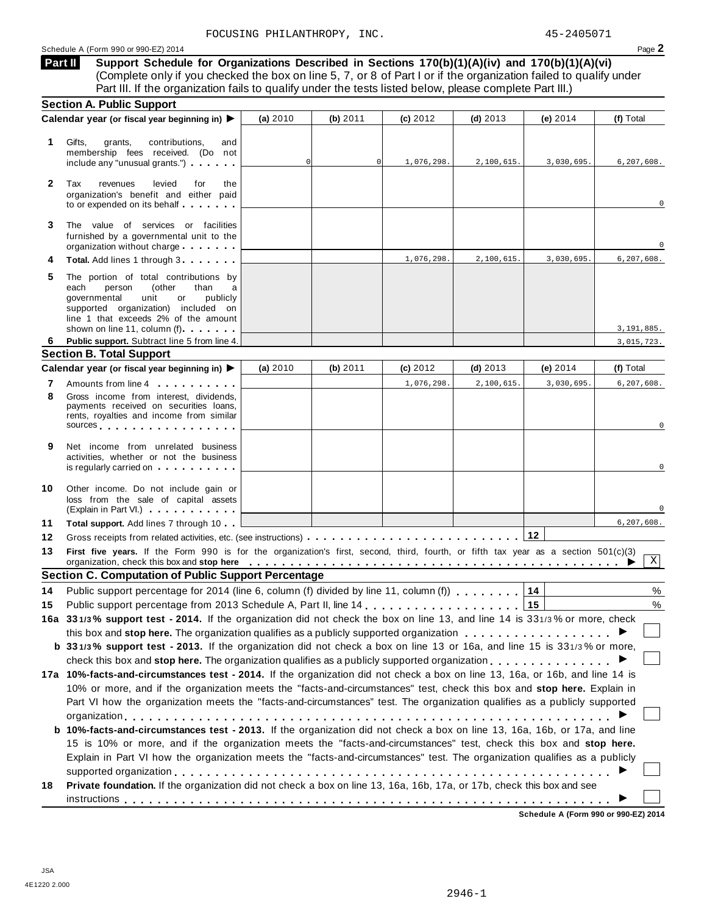FOCUSING PHILANTHROPY, INC. 45-2405071

Schedule A (Form 990 or 990-EZ) 2014

## Part II Support Schedule for Organizations Described in Sections 170(b)(1)(A)(iv) and 170(b)(1)(A)(vi)

(Complete only if you checked the box on line 5, 7, or 8 of Part I or if the organization failed to qualify under Part III. If the organization fails to qualify under the tests listed below, please complete Part III.)

### Section A. Public Support

| | Calendar year (or fiscal year beginning in) ▶ | (a) 2010 | (b) 2011 | (c) 2012 | (d) 2013 | (e) 2014 | (f) Total |
|---|---|---|---|---|---|---|---|
| 1 | Gifts, grants, contributions, and membership fees received. (Do not include any "unusual grants.") | 0 | 0 | 1,076,298. | 2,100,615. | 3,030,695. | 6,207,608. |
| 2 | Tax revenues levied for the organization's benefit and either paid to or expended on its behalf | | | | | | 0 |
| 3 | The value of services or facilities furnished by a governmental unit to the organization without charge | | | | | | 0 |
| 4 | **Total.** Add lines 1 through 3 | | | 1,076,298. | 2,100,615. | 3,030,695. | 6,207,608. |
| 5 | The portion of total contributions by each person (other than a governmental unit or publicly supported organization) included on line 1 that exceeds 2% of the amount shown on line 11, column (f) | | | | | | 3,191,885. |
| 6 | **Public support.** Subtract line 5 from line 4. | | | | | | 3,015,723. |

### Section B. Total Support

| | Calendar year (or fiscal year beginning in) ▶ | (a) 2010 | (b) 2011 | (c) 2012 | (d) 2013 | (e) 2014 | (f) Total |
|---|---|---|---|---|---|---|---|
| 7 | Amounts from line 4 | | | 1,076,298. | 2,100,615. | 3,030,695. | 6,207,608. |
| 8 | Gross income from interest, dividends, payments received on securities loans, rents, royalties and income from similar sources | | | | | | 0 |
| 9 | Net income from unrelated business activities, whether or not the business is regularly carried on | | | | | | 0 |
| 10 | Other income. Do not include gain or loss from the sale of capital assets (Explain in Part VI.) | | | | | | 0 |
| 11 | **Total support.** Add lines 7 through 10 | | | | | | 6,207,608. |

**12** Gross receipts from related activities, etc. (see instructions) . . . **12**

**13** **First five years.** If the Form 990 is for the organization's first, second, third, fourth, or fifth tax year as a section 501(c)(3) organization, check this box and **stop here** . . . ▶ [X]

### Section C. Computation of Public Support Percentage

**14** Public support percentage for 2014 (line 6, column (f) divided by line 11, column (f)) . . . **14** %

**15** Public support percentage from 2013 Schedule A, Part II, line 14 . . . **15** %

**16a** **33 1/3% support test - 2014.** If the organization did not check the box on line 13, and line 14 is 33 1/3% or more, check this box and **stop here.** The organization qualifies as a publicly supported organization . . . ▶ [ ]

**b** **33 1/3% support test - 2013.** If the organization did not check a box on line 13 or 16a, and line 15 is 33 1/3% or more, check this box and **stop here.** The organization qualifies as a publicly supported organization . . . ▶ [ ]

**17a** **10%-facts-and-circumstances test - 2014.** If the organization did not check a box on line 13, 16a, or 16b, and line 14 is 10% or more, and if the organization meets the "facts-and-circumstances" test, check this box and **stop here.** Explain in Part VI how the organization meets the "facts-and-circumstances" test. The organization qualifies as a publicly supported organization . . . ▶ [ ]

**b** **10%-facts-and-circumstances test - 2013.** If the organization did not check a box on line 13, 16a, 16b, or 17a, and line 15 is 10% or more, and if the organization meets the "facts-and-circumstances" test, check this box and **stop here.** Explain in Part VI how the organization meets the "facts-and-circumstances" test. The organization qualifies as a publicly supported organization . . . ▶ [ ]

**18** **Private foundation.** If the organization did not check a box on line 13, 16a, 16b, 17a, or 17b, check this box and see instructions . . . ▶ [ ]

**Schedule A (Form 990 or 990-EZ) 2014**

JSA
4E1220 2.000

2946-1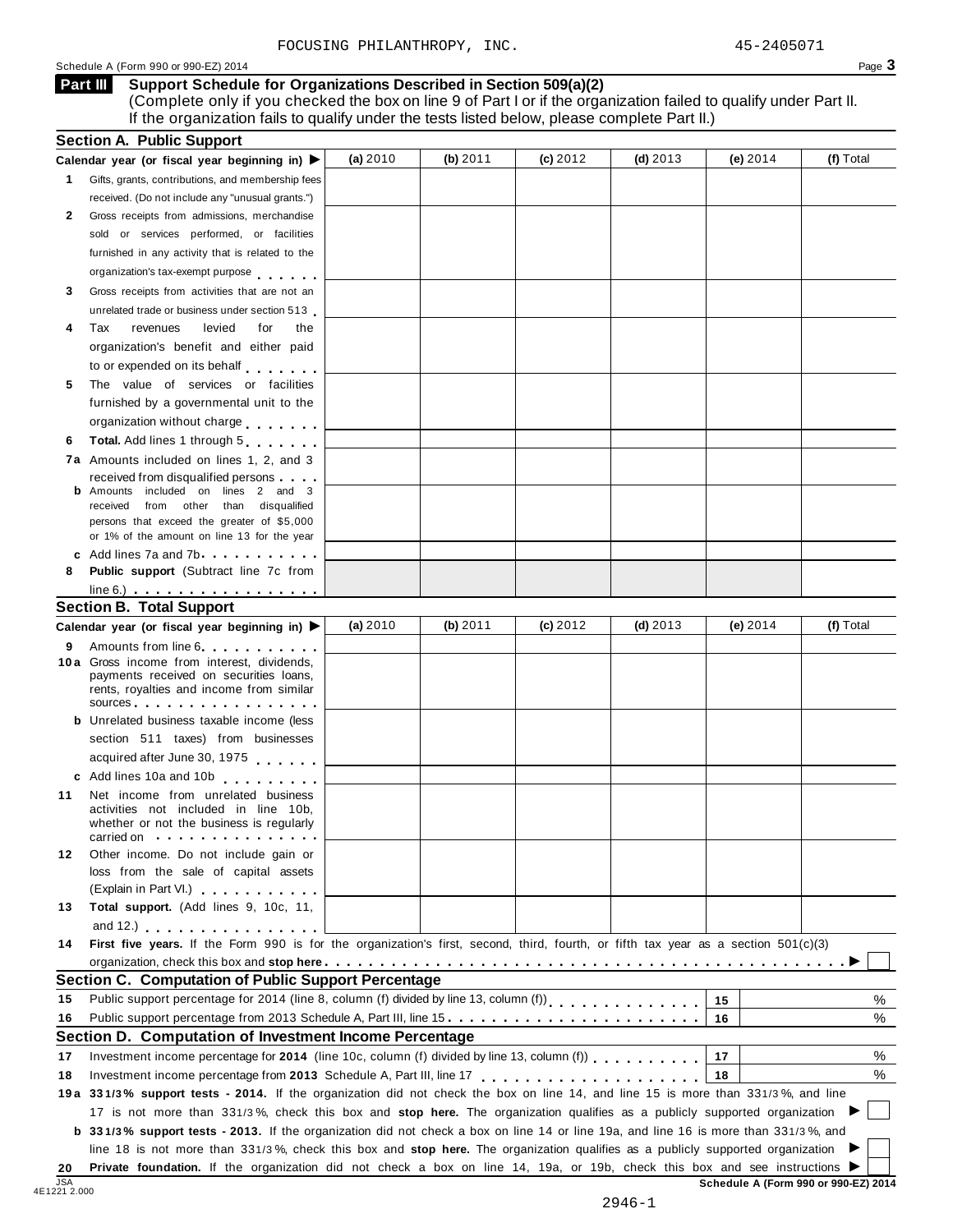FOCUSING PHILANTHROPY, INC. 45-2405071

Schedule A (Form 990 or 990-EZ) 2014

## Part III Support Schedule for Organizations Described in Section 509(a)(2)

(Complete only if you checked the box on line 9 of Part I or if the organization failed to qualify under Part II. If the organization fails to qualify under the tests listed below, please complete Part II.)

### Section A. Public Support

| Calendar year (or fiscal year beginning in) ▶ | (a) 2010 | (b) 2011 | (c) 2012 | (d) 2013 | (e) 2014 | (f) Total |
|---|---|---|---|---|---|---|
| **1** Gifts, grants, contributions, and membership fees received. (Do not include any "unusual grants.") | | | | | | |
| **2** Gross receipts from admissions, merchandise sold or services performed, or facilities furnished in any activity that is related to the organization's tax-exempt purpose | | | | | | |
| **3** Gross receipts from activities that are not an unrelated trade or business under section 513 | | | | | | |
| **4** Tax revenues levied for the organization's benefit and either paid to or expended on its behalf | | | | | | |
| **5** The value of services or facilities furnished by a governmental unit to the organization without charge | | | | | | |
| **6** **Total.** Add lines 1 through 5 | | | | | | |
| **7a** Amounts included on lines 1, 2, and 3 received from disqualified persons | | | | | | |
| **b** Amounts included on lines 2 and 3 received from other than disqualified persons that exceed the greater of $5,000 or 1% of the amount on line 13 for the year | | | | | | |
| **c** Add lines 7a and 7b | | | | | | |
| **8** **Public support** (Subtract line 7c from line 6.) | | | | | | |

### Section B. Total Support

| Calendar year (or fiscal year beginning in) ▶ | (a) 2010 | (b) 2011 | (c) 2012 | (d) 2013 | (e) 2014 | (f) Total |
|---|---|---|---|---|---|---|
| **9** Amounts from line 6 | | | | | | |
| **10a** Gross income from interest, dividends, payments received on securities loans, rents, royalties and income from similar sources | | | | | | |
| **b** Unrelated business taxable income (less section 511 taxes) from businesses acquired after June 30, 1975 | | | | | | |
| **c** Add lines 10a and 10b | | | | | | |
| **11** Net income from unrelated business activities not included in line 10b, whether or not the business is regularly carried on | | | | | | |
| **12** Other income. Do not include gain or loss from the sale of capital assets (Explain in Part VI.) | | | | | | |
| **13** **Total support.** (Add lines 9, 10c, 11, and 12.) | | | | | | |

**14** **First five years.** If the Form 990 is for the organization's first, second, third, fourth, or fifth tax year as a section 501(c)(3) organization, check this box and **stop here** ▶ ☐

### Section C. Computation of Public Support Percentage

| | | | |
|---|---|---|---|
| **15** | Public support percentage for 2014 (line 8, column (f) divided by line 13, column (f)) | 15 | % |
| **16** | Public support percentage from 2013 Schedule A, Part III, line 15 | 16 | % |

### Section D. Computation of Investment Income Percentage

| | | | |
|---|---|---|---|
| **17** | Investment income percentage for **2014** (line 10c, column (f) divided by line 13, column (f)) | 17 | % |
| **18** | Investment income percentage from **2013** Schedule A, Part III, line 17 | 18 | % |

**19a** **33 1/3% support tests - 2014.** If the organization did not check the box on line 14, and line 15 is more than 33 1/3%, and line 17 is not more than 33 1/3%, check this box and **stop here.** The organization qualifies as a publicly supported organization ▶ ☐

**b** **33 1/3% support tests - 2013.** If the organization did not check a box on line 14 or line 19a, and line 16 is more than 33 1/3%, and line 18 is not more than 33 1/3%, check this box and **stop here.** The organization qualifies as a publicly supported organization ▶ ☐

**20** **Private foundation.** If the organization did not check a box on line 14, 19a, or 19b, check this box and see instructions ▶ ☐

JSA 4E1221 2.000

**Schedule A (Form 990 or 990-EZ) 2014**

2946-1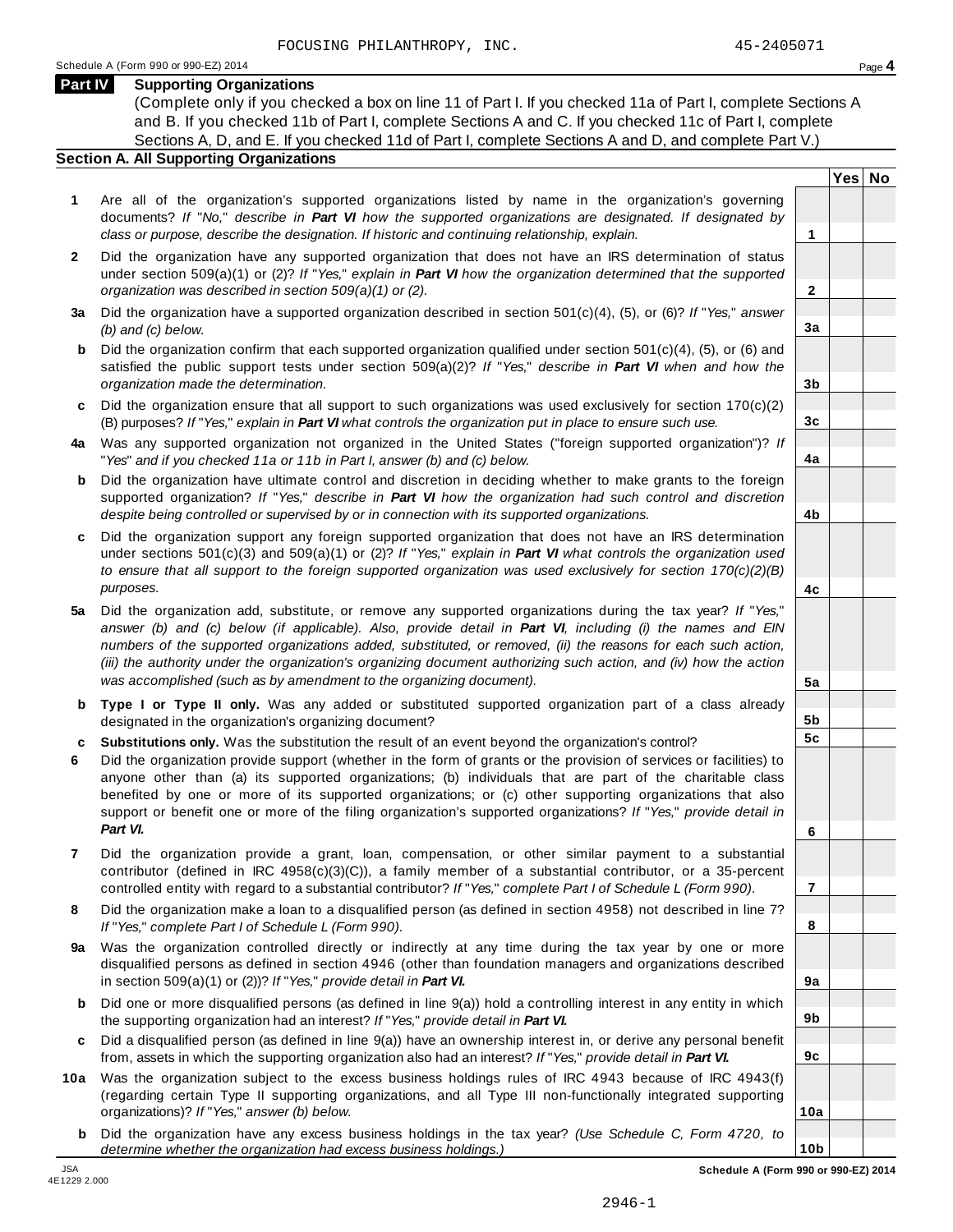FOCUSING PHILANTHROPY, INC. 45-2405071

Schedule A (Form 990 or 990-EZ) 2014

## Part IV Supporting Organizations

(Complete only if you checked a box on line 11 of Part I. If you checked 11a of Part I, complete Sections A and B. If you checked 11b of Part I, complete Sections A and C. If you checked 11c of Part I, complete Sections A, D, and E. If you checked 11d of Part I, complete Sections A and D, and complete Part V.)

### Section A. All Supporting Organizations

| | | | Yes | No |
|---|---|---|---|---|
| **1** | Are all of the organization's supported organizations listed by name in the organization's governing documents? *If "No," describe in **Part VI** how the supported organizations are designated. If designated by class or purpose, describe the designation. If historic and continuing relationship, explain.* | **1** | | |
| **2** | Did the organization have any supported organization that does not have an IRS determination of status under section 509(a)(1) or (2)? *If "Yes," explain in **Part VI** how the organization determined that the supported organization was described in section 509(a)(1) or (2).* | **2** | | |
| **3a** | Did the organization have a supported organization described in section 501(c)(4), (5), or (6)? *If "Yes," answer (b) and (c) below.* | **3a** | | |
| **b** | Did the organization confirm that each supported organization qualified under section 501(c)(4), (5), or (6) and satisfied the public support tests under section 509(a)(2)? *If "Yes," describe in **Part VI** when and how the organization made the determination.* | **3b** | | |
| **c** | Did the organization ensure that all support to such organizations was used exclusively for section 170(c)(2)(B) purposes? *If "Yes," explain in **Part VI** what controls the organization put in place to ensure such use.* | **3c** | | |
| **4a** | Was any supported organization not organized in the United States ("foreign supported organization")? *If "Yes" and if you checked 11a or 11b in Part I, answer (b) and (c) below.* | **4a** | | |
| **b** | Did the organization have ultimate control and discretion in deciding whether to make grants to the foreign supported organization? *If "Yes," describe in **Part VI** how the organization had such control and discretion despite being controlled or supervised by or in connection with its supported organizations.* | **4b** | | |
| **c** | Did the organization support any foreign supported organization that does not have an IRS determination under sections 501(c)(3) and 509(a)(1) or (2)? *If "Yes," explain in **Part VI** what controls the organization used to ensure that all support to the foreign supported organization was used exclusively for section 170(c)(2)(B) purposes.* | **4c** | | |
| **5a** | Did the organization add, substitute, or remove any supported organizations during the tax year? *If "Yes," answer (b) and (c) below (if applicable). Also, provide detail in **Part VI**, including (i) the names and EIN numbers of the supported organizations added, substituted, or removed, (ii) the reasons for each such action, (iii) the authority under the organization's organizing document authorizing such action, and (iv) how the action was accomplished (such as by amendment to the organizing document).* | **5a** | | |
| **b** | **Type I or Type II only.** Was any added or substituted supported organization part of a class already designated in the organization's organizing document? | **5b** | | |
| **c** | **Substitutions only.** Was the substitution the result of an event beyond the organization's control? | **5c** | | |
| **6** | Did the organization provide support (whether in the form of grants or the provision of services or facilities) to anyone other than (a) its supported organizations; (b) individuals that are part of the charitable class benefited by one or more of its supported organizations; or (c) other supporting organizations that also support or benefit one or more of the filing organization's supported organizations? *If "Yes," provide detail in **Part VI.*** | **6** | | |
| **7** | Did the organization provide a grant, loan, compensation, or other similar payment to a substantial contributor (defined in IRC 4958(c)(3)(C)), a family member of a substantial contributor, or a 35-percent controlled entity with regard to a substantial contributor? *If "Yes," complete Part I of Schedule L (Form 990).* | **7** | | |
| **8** | Did the organization make a loan to a disqualified person (as defined in section 4958) not described in line 7? *If "Yes," complete Part I of Schedule L (Form 990).* | **8** | | |
| **9a** | Was the organization controlled directly or indirectly at any time during the tax year by one or more disqualified persons as defined in section 4946 (other than foundation managers and organizations described in section 509(a)(1) or (2))? *If "Yes," provide detail in **Part VI.*** | **9a** | | |
| **b** | Did one or more disqualified persons (as defined in line 9(a)) hold a controlling interest in any entity in which the supporting organization had an interest? *If "Yes," provide detail in **Part VI.*** | **9b** | | |
| **c** | Did a disqualified person (as defined in line 9(a)) have an ownership interest in, or derive any personal benefit from, assets in which the supporting organization also had an interest? *If "Yes," provide detail in **Part VI.*** | **9c** | | |
| **10a** | Was the organization subject to the excess business holdings rules of IRC 4943 because of IRC 4943(f) (regarding certain Type II supporting organizations, and all Type III non-functionally integrated supporting organizations)? *If "Yes," answer (b) below.* | **10a** | | |
| **b** | Did the organization have any excess business holdings in the tax year? *(Use Schedule C, Form 4720, to determine whether the organization had excess business holdings.)* | **10b** | | |

**Schedule A (Form 990 or 990-EZ) 2014**

2946-1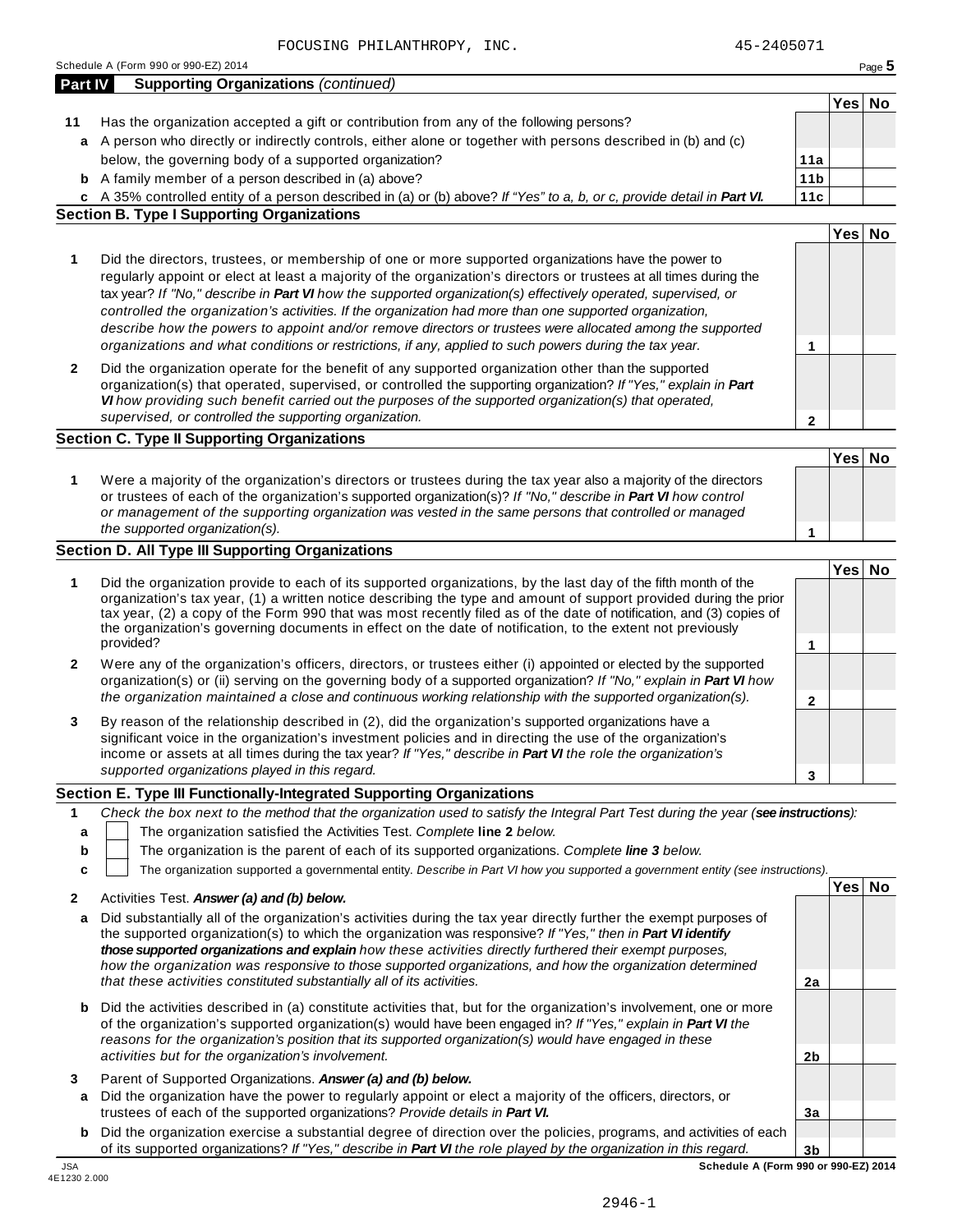FOCUSING PHILANTHROPY, INC. 45-2405071

Schedule A (Form 990 or 990-EZ) 2014 Page **5**

**Part IV Supporting Organizations** *(continued)*

| | | | Yes | No |
|---|---|---|---|---|
| **11** | Has the organization accepted a gift or contribution from any of the following persons? | | | |
| **a** | A person who directly or indirectly controls, either alone or together with persons described in (b) and (c) below, the governing body of a supported organization? | **11a** | | |
| **b** | A family member of a person described in (a) above? | **11b** | | |
| **c** | A 35% controlled entity of a person described in (a) or (b) above? *If "Yes" to a, b, or c, provide detail in* ***Part VI.*** | **11c** | | |

**Section B. Type I Supporting Organizations**

| | | | Yes | No |
|---|---|---|---|---|
| **1** | Did the directors, trustees, or membership of one or more supported organizations have the power to regularly appoint or elect at least a majority of the organization's directors or trustees at all times during the tax year? *If "No," describe in* ***Part VI*** *how the supported organization(s) effectively operated, supervised, or controlled the organization's activities. If the organization had more than one supported organization, describe how the powers to appoint and/or remove directors or trustees were allocated among the supported organizations and what conditions or restrictions, if any, applied to such powers during the tax year.* | **1** | | |
| **2** | Did the organization operate for the benefit of any supported organization other than the supported organization(s) that operated, supervised, or controlled the supporting organization? *If "Yes," explain in* ***Part VI*** *how providing such benefit carried out the purposes of the supported organization(s) that operated, supervised, or controlled the supporting organization.* | **2** | | |

**Section C. Type II Supporting Organizations**

| | | | Yes | No |
|---|---|---|---|---|
| **1** | Were a majority of the organization's directors or trustees during the tax year also a majority of the directors or trustees of each of the organization's supported organization(s)? *If "No," describe in* ***Part VI*** *how control or management of the supporting organization was vested in the same persons that controlled or managed the supported organization(s).* | **1** | | |

**Section D. All Type III Supporting Organizations**

| | | | Yes | No |
|---|---|---|---|---|
| **1** | Did the organization provide to each of its supported organizations, by the last day of the fifth month of the organization's tax year, (1) a written notice describing the type and amount of support provided during the prior tax year, (2) a copy of the Form 990 that was most recently filed as of the date of notification, and (3) copies of the organization's governing documents in effect on the date of notification, to the extent not previously provided? | **1** | | |
| **2** | Were any of the organization's officers, directors, or trustees either (i) appointed or elected by the supported organization(s) or (ii) serving on the governing body of a supported organization? *If "No," explain in* ***Part VI*** *how the organization maintained a close and continuous working relationship with the supported organization(s).* | **2** | | |
| **3** | By reason of the relationship described in (2), did the organization's supported organizations have a significant voice in the organization's investment policies and in directing the use of the organization's income or assets at all times during the tax year? *If "Yes," describe in* ***Part VI*** *the role the organization's supported organizations played in this regard.* | **3** | | |

**Section E. Type III Functionally-Integrated Supporting Organizations**

**1** *Check the box next to the method that the organization used to satisfy the Integral Part Test during the year (****see instructions****):*

- **a** ☐ The organization satisfied the Activities Test. *Complete* **line 2** *below.*
- **b** ☐ The organization is the parent of each of its supported organizations. *Complete* ***line 3*** *below.*
- **c** ☐ The organization supported a governmental entity. *Describe in Part VI how you supported a government entity (see instructions).*

| | | | Yes | No |
|---|---|---|---|---|
| **2** | Activities Test. ***Answer (a) and (b) below.*** | | | |
| **a** | Did substantially all of the organization's activities during the tax year directly further the exempt purposes of the supported organization(s) to which the organization was responsive? *If "Yes," then in* ***Part VI identify those supported organizations and explain*** *how these activities directly furthered their exempt purposes, how the organization was responsive to those supported organizations, and how the organization determined that these activities constituted substantially all of its activities.* | **2a** | | |
| **b** | Did the activities described in (a) constitute activities that, but for the organization's involvement, one or more of the organization's supported organization(s) would have been engaged in? *If "Yes," explain in* ***Part VI*** *the reasons for the organization's position that its supported organization(s) would have engaged in these activities but for the organization's involvement.* | **2b** | | |
| **3** | Parent of Supported Organizations. ***Answer (a) and (b) below.*** | | | |
| **a** | Did the organization have the power to regularly appoint or elect a majority of the officers, directors, or trustees of each of the supported organizations? *Provide details in* ***Part VI.*** | **3a** | | |
| **b** | Did the organization exercise a substantial degree of direction over the policies, programs, and activities of each of its supported organizations? *If "Yes," describe in* ***Part VI*** *the role played by the organization in this regard.* | **3b** | | |

JSA 4E1230 2.000 **Schedule A (Form 990 or 990-EZ) 2014**

2946-1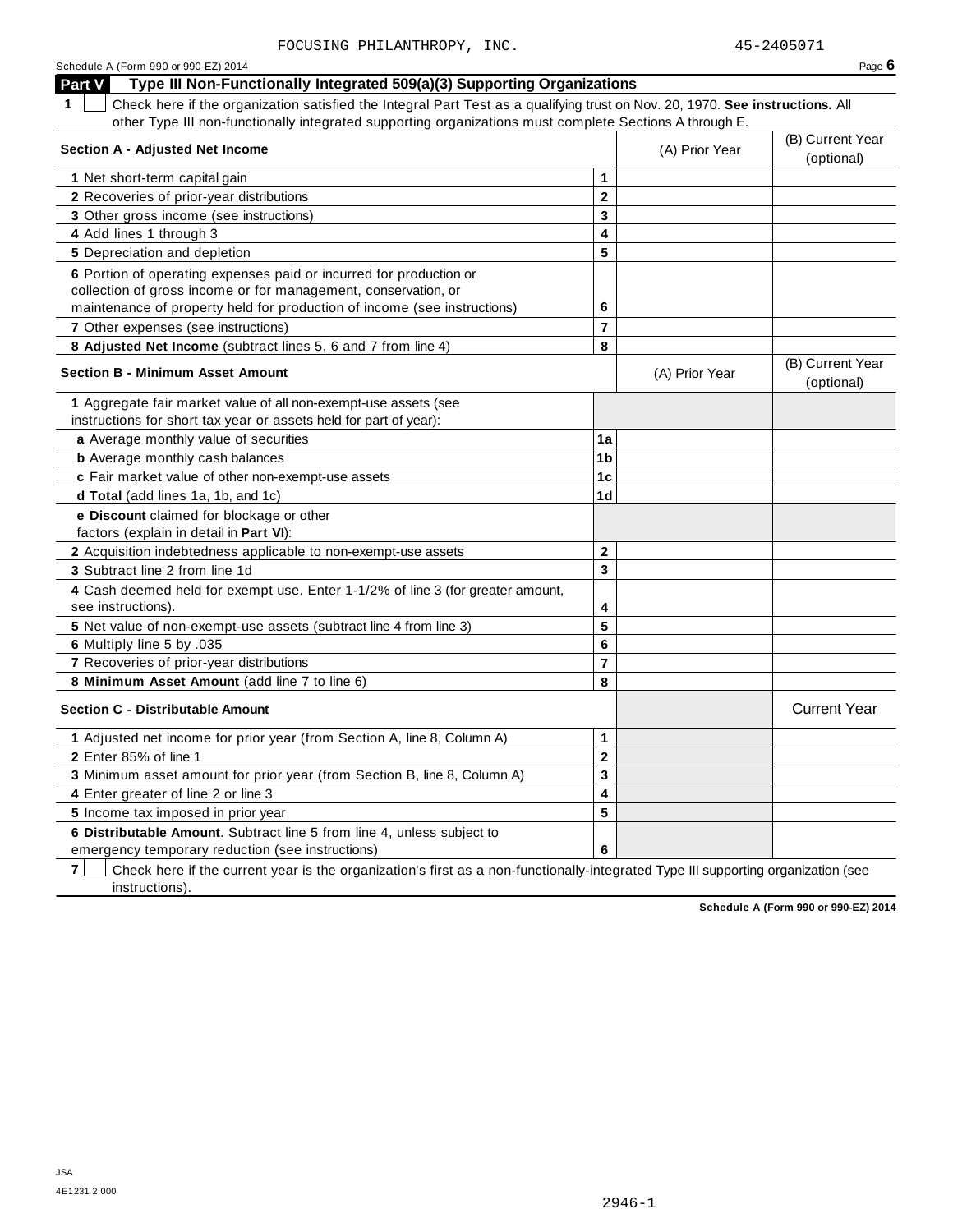FOCUSING PHILANTHROPY, INC. 45-2405071

Schedule A (Form 990 or 990-EZ) 2014 Page **6**

## Part V Type III Non-Functionally Integrated 509(a)(3) Supporting Organizations

**1** ☐ Check here if the organization satisfied the Integral Part Test as a qualifying trust on Nov. 20, 1970. **See instructions.** All other Type III non-functionally integrated supporting organizations must complete Sections A through E.

| **Section A - Adjusted Net Income** | | (A) Prior Year | (B) Current Year (optional) |
|---|---|---|---|
| **1** Net short-term capital gain | 1 | | |
| **2** Recoveries of prior-year distributions | 2 | | |
| **3** Other gross income (see instructions) | 3 | | |
| **4** Add lines 1 through 3 | 4 | | |
| **5** Depreciation and depletion | 5 | | |
| **6** Portion of operating expenses paid or incurred for production or collection of gross income or for management, conservation, or maintenance of property held for production of income (see instructions) | 6 | | |
| **7** Other expenses (see instructions) | 7 | | |
| **8 Adjusted Net Income** (subtract lines 5, 6 and 7 from line 4) | 8 | | |

| **Section B - Minimum Asset Amount** | | (A) Prior Year | (B) Current Year (optional) |
|---|---|---|---|
| **1** Aggregate fair market value of all non-exempt-use assets (see instructions for short tax year or assets held for part of year): | | | |
| **a** Average monthly value of securities | 1a | | |
| **b** Average monthly cash balances | 1b | | |
| **c** Fair market value of other non-exempt-use assets | 1c | | |
| **d Total** (add lines 1a, 1b, and 1c) | 1d | | |
| **e Discount** claimed for blockage or other factors (explain in detail in **Part VI**): | | | |
| **2** Acquisition indebtedness applicable to non-exempt-use assets | 2 | | |
| **3** Subtract line 2 from line 1d | 3 | | |
| **4** Cash deemed held for exempt use. Enter 1-1/2% of line 3 (for greater amount, see instructions). | 4 | | |
| **5** Net value of non-exempt-use assets (subtract line 4 from line 3) | 5 | | |
| **6** Multiply line 5 by .035 | 6 | | |
| **7** Recoveries of prior-year distributions | 7 | | |
| **8 Minimum Asset Amount** (add line 7 to line 6) | 8 | | |

| **Section C - Distributable Amount** | | | Current Year |
|---|---|---|---|
| **1** Adjusted net income for prior year (from Section A, line 8, Column A) | 1 | | |
| **2** Enter 85% of line 1 | 2 | | |
| **3** Minimum asset amount for prior year (from Section B, line 8, Column A) | 3 | | |
| **4** Enter greater of line 2 or line 3 | 4 | | |
| **5** Income tax imposed in prior year | 5 | | |
| **6 Distributable Amount**. Subtract line 5 from line 4, unless subject to emergency temporary reduction (see instructions) | 6 | | |

**7** ☐ Check here if the current year is the organization's first as a non-functionally-integrated Type III supporting organization (see instructions).

**Schedule A (Form 990 or 990-EZ) 2014**

JSA
4E1231 2.000

2946-1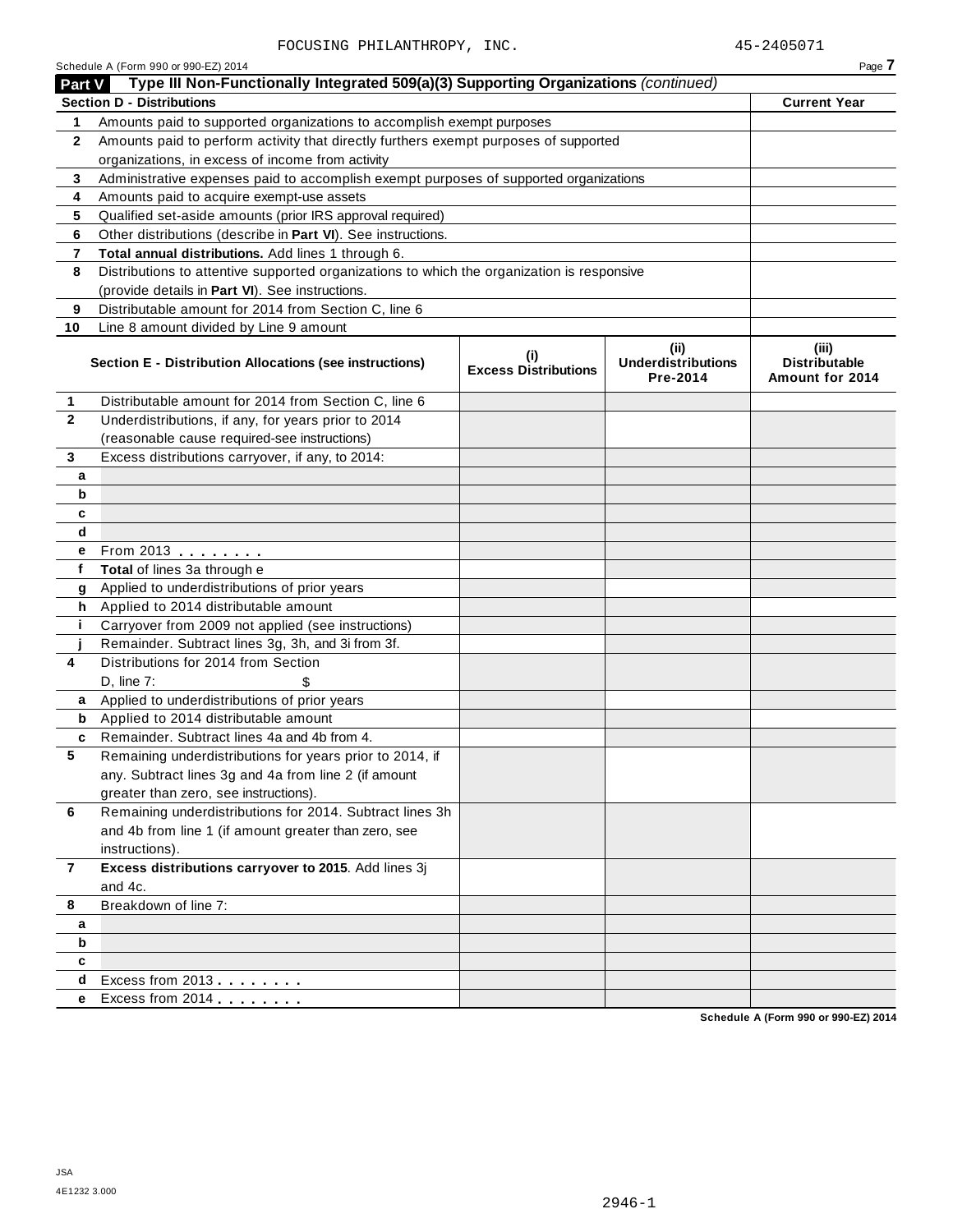FOCUSING PHILANTHROPY, INC. 45-2405071

Schedule A (Form 990 or 990-EZ) 2014

## Part V Type III Non-Functionally Integrated 509(a)(3) Supporting Organizations *(continued)*

| **Section D - Distributions** | | **Current Year** |
|---|---|---|
| 1 | Amounts paid to supported organizations to accomplish exempt purposes | |
| 2 | Amounts paid to perform activity that directly furthers exempt purposes of supported organizations, in excess of income from activity | |
| 3 | Administrative expenses paid to accomplish exempt purposes of supported organizations | |
| 4 | Amounts paid to acquire exempt-use assets | |
| 5 | Qualified set-aside amounts (prior IRS approval required) | |
| 6 | Other distributions (describe in **Part VI**). See instructions. | |
| 7 | **Total annual distributions.** Add lines 1 through 6. | |
| 8 | Distributions to attentive supported organizations to which the organization is responsive (provide details in **Part VI**). See instructions. | |
| 9 | Distributable amount for 2014 from Section C, line 6 | |
| 10 | Line 8 amount divided by Line 9 amount | |

| **Section E - Distribution Allocations (see instructions)** | | **(i) Excess Distributions** | **(ii) Underdistributions Pre-2014** | **(iii) Distributable Amount for 2014** |
|---|---|---|---|---|
| 1 | Distributable amount for 2014 from Section C, line 6 | | | |
| 2 | Underdistributions, if any, for years prior to 2014 (reasonable cause required-see instructions) | | | |
| 3 | Excess distributions carryover, if any, to 2014: | | | |
| a | | | | |
| b | | | | |
| c | | | | |
| d | | | | |
| e | From 2013 | | | |
| f | **Total** of lines 3a through e | | | |
| g | Applied to underdistributions of prior years | | | |
| h | Applied to 2014 distributable amount | | | |
| i | Carryover from 2009 not applied (see instructions) | | | |
| j | Remainder. Subtract lines 3g, 3h, and 3i from 3f. | | | |
| 4 | Distributions for 2014 from Section D, line 7: $ | | | |
| a | Applied to underdistributions of prior years | | | |
| b | Applied to 2014 distributable amount | | | |
| c | Remainder. Subtract lines 4a and 4b from 4. | | | |
| 5 | Remaining underdistributions for years prior to 2014, if any. Subtract lines 3g and 4a from line 2 (if amount greater than zero, see instructions). | | | |
| 6 | Remaining underdistributions for 2014. Subtract lines 3h and 4b from line 1 (if amount greater than zero, see instructions). | | | |
| 7 | **Excess distributions carryover to 2015**. Add lines 3j and 4c. | | | |
| 8 | Breakdown of line 7: | | | |
| a | | | | |
| b | | | | |
| c | | | | |
| d | Excess from 2013 | | | |
| e | Excess from 2014 | | | |

Schedule A (Form 990 or 990-EZ) 2014

JSA
4E1232 3.000

2946-1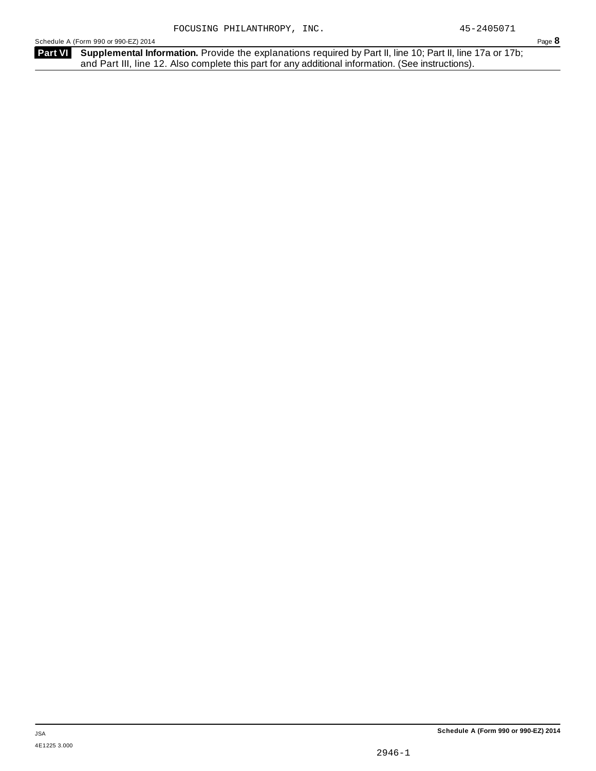**Part VI** **Supplemental Information.** Provide the explanations required by Part II, line 10; Part II, line 17a or 17b; and Part III, line 12. Also complete this part for any additional information. (See instructions).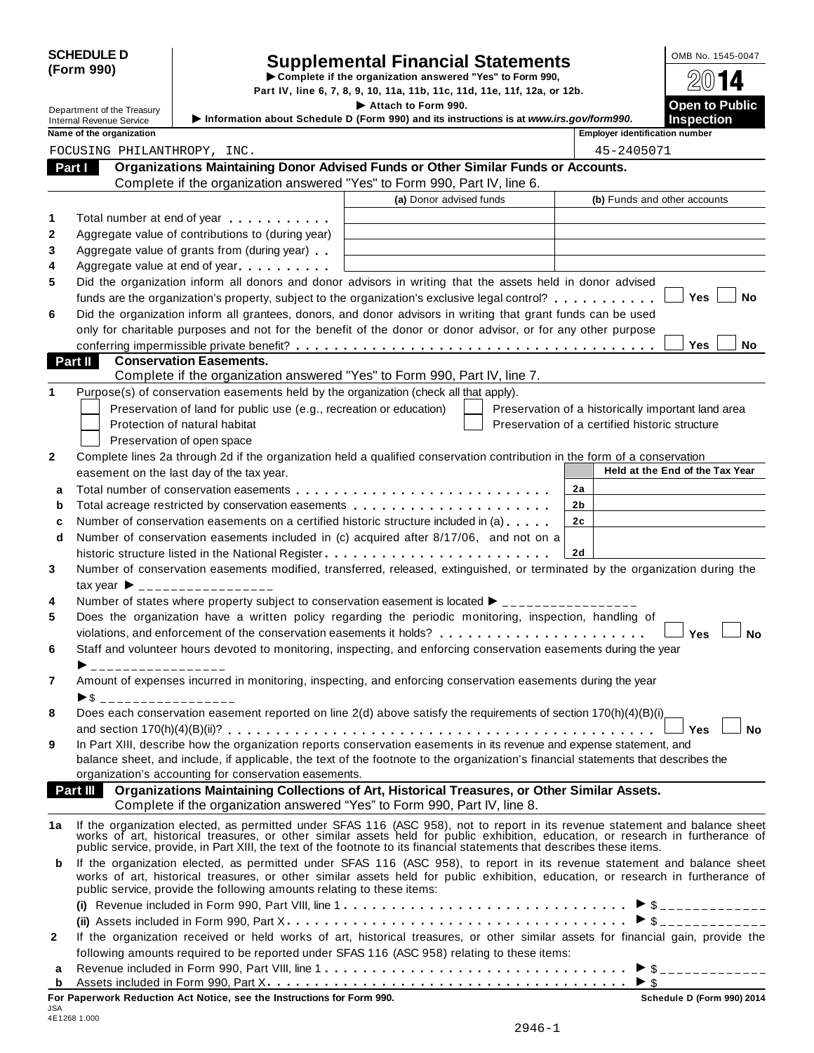**SCHEDULE D (Form 990)**

Department of the Treasury
Internal Revenue Service

# Supplemental Financial Statements

▶ Complete if the organization answered "Yes" to Form 990, Part IV, line 6, 7, 8, 9, 10, 11a, 11b, 11c, 11d, 11e, 11f, 12a, or 12b.

▶ Attach to Form 990.

▶ Information about Schedule D (Form 990) and its instructions is at *www.irs.gov/form990*.

OMB No. 1545-0047

2014

**Open to Public Inspection**

| Name of the organization | Employer identification number |
|---|---|
| FOCUSING PHILANTHROPY, INC. | 45-2405071 |

## Part I Organizations Maintaining Donor Advised Funds or Other Similar Funds or Accounts.

Complete if the organization answered "Yes" to Form 990, Part IV, line 6.

| | | (a) Donor advised funds | (b) Funds and other accounts |
|---|---|---|---|
| 1 | Total number at end of year | | |
| 2 | Aggregate value of contributions to (during year) | | |
| 3 | Aggregate value of grants from (during year) | | |
| 4 | Aggregate value at end of year | | |

5 Did the organization inform all donors and donor advisors in writing that the assets held in donor advised funds are the organization's property, subject to the organization's exclusive legal control? ☐ Yes ☐ No

6 Did the organization inform all grantees, donors, and donor advisors in writing that grant funds can be used only for charitable purposes and not for the benefit of the donor or donor advisor, or for any other purpose conferring impermissible private benefit? ☐ Yes ☐ No

## Part II Conservation Easements.

Complete if the organization answered "Yes" to Form 990, Part IV, line 7.

1 Purpose(s) of conservation easements held by the organization (check all that apply).

- ☐ Preservation of land for public use (e.g., recreation or education)
- ☐ Protection of natural habitat
- ☐ Preservation of open space
- ☐ Preservation of a historically important land area
- ☐ Preservation of a certified historic structure

2 Complete lines 2a through 2d if the organization held a qualified conservation contribution in the form of a conservation easement on the last day of the tax year.

| | | | Held at the End of the Tax Year |
|---|---|---|---|
| a | Total number of conservation easements | 2a | |
| b | Total acreage restricted by conservation easements | 2b | |
| c | Number of conservation easements on a certified historic structure included in (a) | 2c | |
| d | Number of conservation easements included in (c) acquired after 8/17/06, and not on a historic structure listed in the National Register | 2d | |

3 Number of conservation easements modified, transferred, released, extinguished, or terminated by the organization during the tax year ▶ ________________

4 Number of states where property subject to conservation easement is located ▶ ________________

5 Does the organization have a written policy regarding the periodic monitoring, inspection, handling of violations, and enforcement of the conservation easements it holds? ☐ Yes ☐ No

6 Staff and volunteer hours devoted to monitoring, inspecting, and enforcing conservation easements during the year ▶ ________________

7 Amount of expenses incurred in monitoring, inspecting, and enforcing conservation easements during the year ▶$ ________________

8 Does each conservation easement reported on line 2(d) above satisfy the requirements of section 170(h)(4)(B)(i) and section 170(h)(4)(B)(ii)? ☐ Yes ☐ No

9 In Part XIII, describe how the organization reports conservation easements in its revenue and expense statement, and balance sheet, and include, if applicable, the text of the footnote to the organization's financial statements that describes the organization's accounting for conservation easements.

## Part III Organizations Maintaining Collections of Art, Historical Treasures, or Other Similar Assets.

Complete if the organization answered "Yes" to Form 990, Part IV, line 8.

1a If the organization elected, as permitted under SFAS 116 (ASC 958), not to report in its revenue statement and balance sheet works of art, historical treasures, or other similar assets held for public exhibition, education, or research in furtherance of public service, provide, in Part XIII, the text of the footnote to its financial statements that describes these items.

b If the organization elected, as permitted under SFAS 116 (ASC 958), to report in its revenue statement and balance sheet works of art, historical treasures, or other similar assets held for public exhibition, education, or research in furtherance of public service, provide the following amounts relating to these items:

(i) Revenue included in Form 990, Part VIII, line 1 ▶ $ ____________

(ii) Assets included in Form 990, Part X ▶ $ ____________

2 If the organization received or held works of art, historical treasures, or other similar assets for financial gain, provide the following amounts required to be reported under SFAS 116 (ASC 958) relating to these items:

a Revenue included in Form 990, Part VIII, line 1 ▶ $ ____________

b Assets included in Form 990, Part X ▶ $

**For Paperwork Reduction Act Notice, see the Instructions for Form 990.** **Schedule D (Form 990) 2014**

JSA
4E1268 1.000

2946-1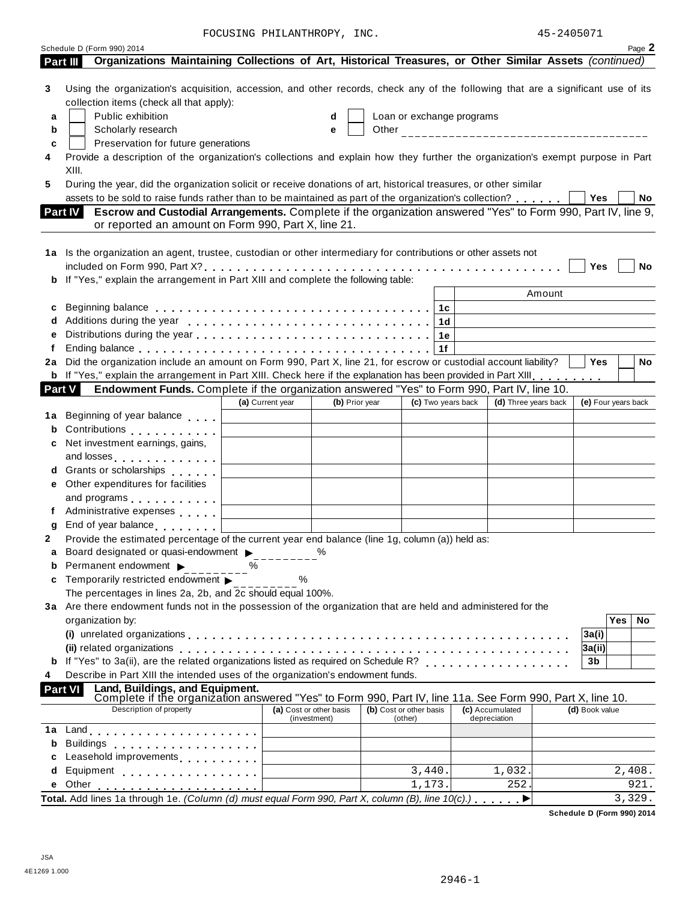FOCUSING PHILANTHROPY, INC. 45-2405071

Schedule D (Form 990) 2014 Page 2

## Part III Organizations Maintaining Collections of Art, Historical Treasures, or Other Similar Assets *(continued)*

**3** Using the organization's acquisition, accession, and other records, check any of the following that are a significant use of its collection items (check all that apply):

- **a** ☐ Public exhibition
- **b** ☐ Scholarly research
- **c** ☐ Preservation for future generations
- **d** ☐ Loan or exchange programs
- **e** ☐ Other ____________________________________

**4** Provide a description of the organization's collections and explain how they further the organization's exempt purpose in Part XIII.

**5** During the year, did the organization solicit or receive donations of art, historical treasures, or other similar assets to be sold to raise funds rather than to be maintained as part of the organization's collection? . . . . . . ☐ Yes ☐ No

## Part IV Escrow and Custodial Arrangements. Complete if the organization answered "Yes" to Form 990, Part IV, line 9, or reported an amount on Form 990, Part X, line 21.

**1a** Is the organization an agent, trustee, custodian or other intermediary for contributions or other assets not included on Form 990, Part X? . . . . . . ☐ Yes ☐ No

**b** If "Yes," explain the arrangement in Part XIII and complete the following table:

| | | | Amount |
|---|---|---|---|
| **c** | Beginning balance | 1c | |
| **d** | Additions during the year | 1d | |
| **e** | Distributions during the year | 1e | |
| **f** | Ending balance | 1f | |

**2a** Did the organization include an amount on Form 990, Part X, line 21, for escrow or custodial account liability? ☐ Yes ☐ No

**b** If "Yes," explain the arrangement in Part XIII. Check here if the explanation has been provided in Part XIII . . . . . . . . ☐

## Part V Endowment Funds. Complete if the organization answered "Yes" to Form 990, Part IV, line 10.

| | | (a) Current year | (b) Prior year | (c) Two years back | (d) Three years back | (e) Four years back |
|---|---|---|---|---|---|---|
| **1a** | Beginning of year balance | | | | | |
| **b** | Contributions | | | | | |
| **c** | Net investment earnings, gains, and losses | | | | | |
| **d** | Grants or scholarships | | | | | |
| **e** | Other expenditures for facilities and programs | | | | | |
| **f** | Administrative expenses | | | | | |
| **g** | End of year balance | | | | | |

**2** Provide the estimated percentage of the current year end balance (line 1g, column (a)) held as:

- **a** Board designated or quasi-endowment ▶ ________ %
- **b** Permanent endowment ▶ ________ %
- **c** Temporarily restricted endowment ▶ ________ %

The percentages in lines 2a, 2b, and 2c should equal 100%.

**3a** Are there endowment funds not in the possession of the organization that are held and administered for the organization by:

| | | | Yes | No |
|---|---|---|---|---|
| | **(i)** unrelated organizations | 3a(i) | | |
| | **(ii)** related organizations | 3a(ii) | | |
| **b** | If "Yes" to 3a(ii), are the related organizations listed as required on Schedule R? | 3b | | |

**4** Describe in Part XIII the intended uses of the organization's endowment funds.

## Part VI Land, Buildings, and Equipment.

Complete if the organization answered "Yes" to Form 990, Part IV, line 11a. See Form 990, Part X, line 10.

| | Description of property | (a) Cost or other basis (investment) | (b) Cost or other basis (other) | (c) Accumulated depreciation | (d) Book value |
|---|---|---|---|---|---|
| **1a** | Land | | | | |
| **b** | Buildings | | | | |
| **c** | Leasehold improvements | | | | |
| **d** | Equipment | | 3,440. | 1,032. | 2,408. |
| **e** | Other | | 1,173. | 252. | 921. |

**Total.** Add lines 1a through 1e. *(Column (d) must equal Form 990, Part X, column (B), line 10(c).)* . . . . . . ▶ 3,329.

Schedule D (Form 990) 2014

JSA
4E1269 1.000

2946-1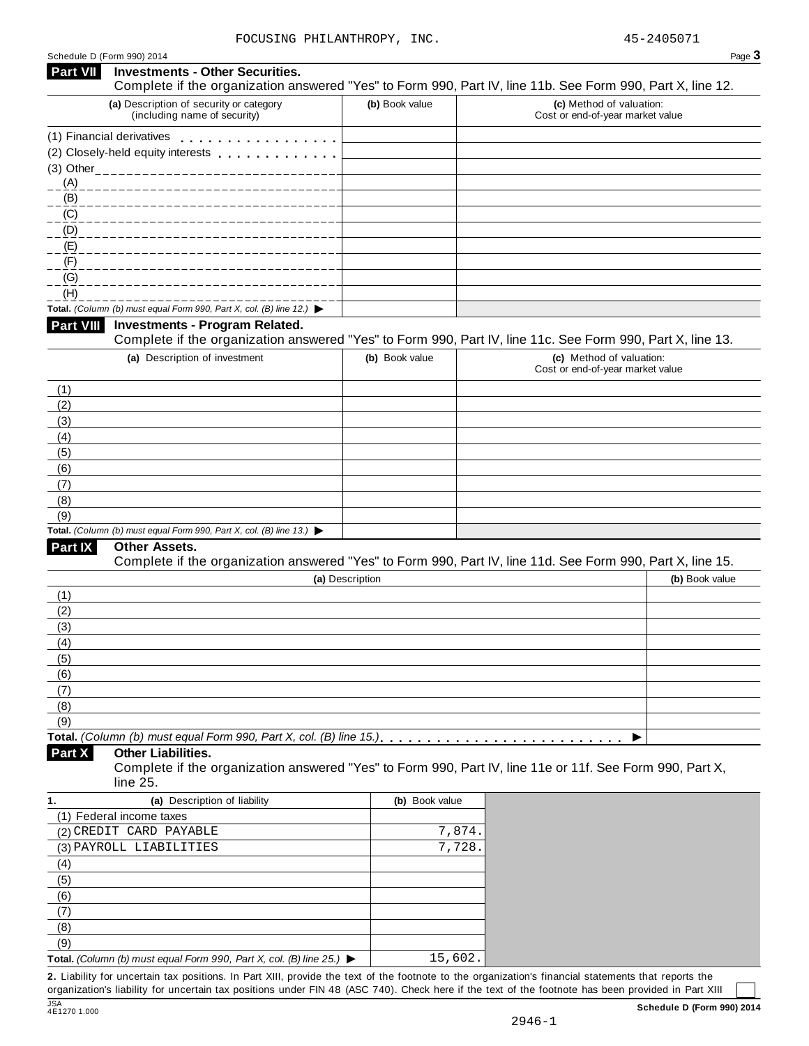FOCUSING PHILANTHROPY, INC. 45-2405071

Schedule D (Form 990) 2014

## Part VII Investments - Other Securities.

Complete if the organization answered "Yes" to Form 990, Part IV, line 11b. See Form 990, Part X, line 12.

| (a) Description of security or category (including name of security) | (b) Book value | (c) Method of valuation: Cost or end-of-year market value |
|---|---|---|
| (1) Financial derivatives | | |
| (2) Closely-held equity interests | | |
| (3) Other | | |
| (A) | | |
| (B) | | |
| (C) | | |
| (D) | | |
| (E) | | |
| (F) | | |
| (G) | | |
| (H) | | |
| **Total.** *(Column (b) must equal Form 990, Part X, col. (B) line 12.)* ▶ | | |

## Part VIII Investments - Program Related.

Complete if the organization answered "Yes" to Form 990, Part IV, line 11c. See Form 990, Part X, line 13.

| (a) Description of investment | (b) Book value | (c) Method of valuation: Cost or end-of-year market value |
|---|---|---|
| (1) | | |
| (2) | | |
| (3) | | |
| (4) | | |
| (5) | | |
| (6) | | |
| (7) | | |
| (8) | | |
| (9) | | |
| **Total.** *(Column (b) must equal Form 990, Part X, col. (B) line 13.)* ▶ | | |

## Part IX Other Assets.

Complete if the organization answered "Yes" to Form 990, Part IV, line 11d. See Form 990, Part X, line 15.

| (a) Description | (b) Book value |
|---|---|
| (1) | |
| (2) | |
| (3) | |
| (4) | |
| (5) | |
| (6) | |
| (7) | |
| (8) | |
| (9) | |
| **Total.** *(Column (b) must equal Form 990, Part X, col. (B) line 15.)* ▶ | |

## Part X Other Liabilities.

Complete if the organization answered "Yes" to Form 990, Part IV, line 11e or 11f. See Form 990, Part X, line 25.

| 1. (a) Description of liability | (b) Book value |
|---|---|
| (1) Federal income taxes | |
| (2) CREDIT CARD PAYABLE | 7,874. |
| (3) PAYROLL LIABILITIES | 7,728. |
| (4) | |
| (5) | |
| (6) | |
| (7) | |
| (8) | |
| (9) | |
| **Total.** *(Column (b) must equal Form 990, Part X, col. (B) line 25.)* ▶ | 15,602. |

**2.** Liability for uncertain tax positions. In Part XIII, provide the text of the footnote to the organization's financial statements that reports the organization's liability for uncertain tax positions under FIN 48 (ASC 740). Check here if the text of the footnote has been provided in Part XIII ☐

JSA 4E1270 1.000

**Schedule D (Form 990) 2014**

2946-1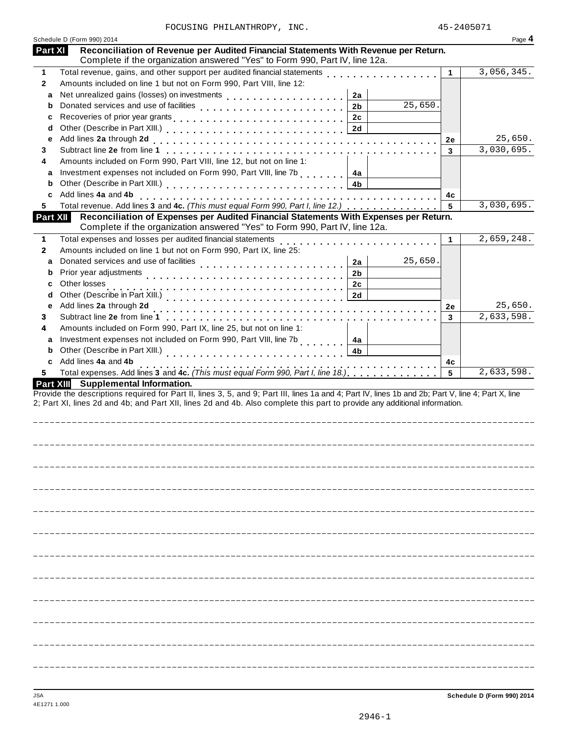FOCUSING PHILANTHROPY, INC. 45-2405071

Schedule D (Form 990) 2014 Page **4**

## Part XI Reconciliation of Revenue per Audited Financial Statements With Revenue per Return.

Complete if the organization answered "Yes" to Form 990, Part IV, line 12a.

| | | | | | |
|---|---|---|---|---|---|
| **1** | Total revenue, gains, and other support per audited financial statements | | | 1 | 3,056,345. |
| **2** | Amounts included on line 1 but not on Form 990, Part VIII, line 12: | | | | |
| a | Net unrealized gains (losses) on investments | 2a | | | |
| b | Donated services and use of facilities | 2b | 25,650. | | |
| c | Recoveries of prior year grants | 2c | | | |
| d | Other (Describe in Part XIII.) | 2d | | | |
| e | Add lines **2a** through **2d** | | | 2e | 25,650. |
| **3** | Subtract line **2e** from line **1** | | | 3 | 3,030,695. |
| **4** | Amounts included on Form 990, Part VIII, line 12, but not on line 1: | | | | |
| a | Investment expenses not included on Form 990, Part VIII, line 7b | 4a | | | |
| b | Other (Describe in Part XIII.) | 4b | | | |
| c | Add lines **4a** and **4b** | | | 4c | |
| **5** | Total revenue. Add lines **3** and **4c.** *(This must equal Form 990, Part I, line 12.)* | | | 5 | 3,030,695. |

## Part XII Reconciliation of Expenses per Audited Financial Statements With Expenses per Return.

Complete if the organization answered "Yes" to Form 990, Part IV, line 12a.

| | | | | | |
|---|---|---|---|---|---|
| **1** | Total expenses and losses per audited financial statements | | | 1 | 2,659,248. |
| **2** | Amounts included on line 1 but not on Form 990, Part IX, line 25: | | | | |
| a | Donated services and use of facilities | 2a | 25,650. | | |
| b | Prior year adjustments | 2b | | | |
| c | Other losses | 2c | | | |
| d | Other (Describe in Part XIII.) | 2d | | | |
| e | Add lines **2a** through **2d** | | | 2e | 25,650. |
| **3** | Subtract line **2e** from line **1** | | | 3 | 2,633,598. |
| **4** | Amounts included on Form 990, Part IX, line 25, but not on line 1: | | | | |
| a | Investment expenses not included on Form 990, Part VIII, line 7b | 4a | | | |
| b | Other (Describe in Part XIII.) | 4b | | | |
| c | Add lines **4a** and **4b** | | | 4c | |
| **5** | Total expenses. Add lines **3** and **4c.** *(This must equal Form 990, Part I, line 18.)* | | | 5 | 2,633,598. |

## Part XIII Supplemental Information.

Provide the descriptions required for Part II, lines 3, 5, and 9; Part III, lines 1a and 4; Part IV, lines 1b and 2b; Part V, line 4; Part X, line 2; Part XI, lines 2d and 4b; and Part XII, lines 2d and 4b. Also complete this part to provide any additional information.

JSA
4E1271 1.000

**Schedule D (Form 990) 2014**

2946-1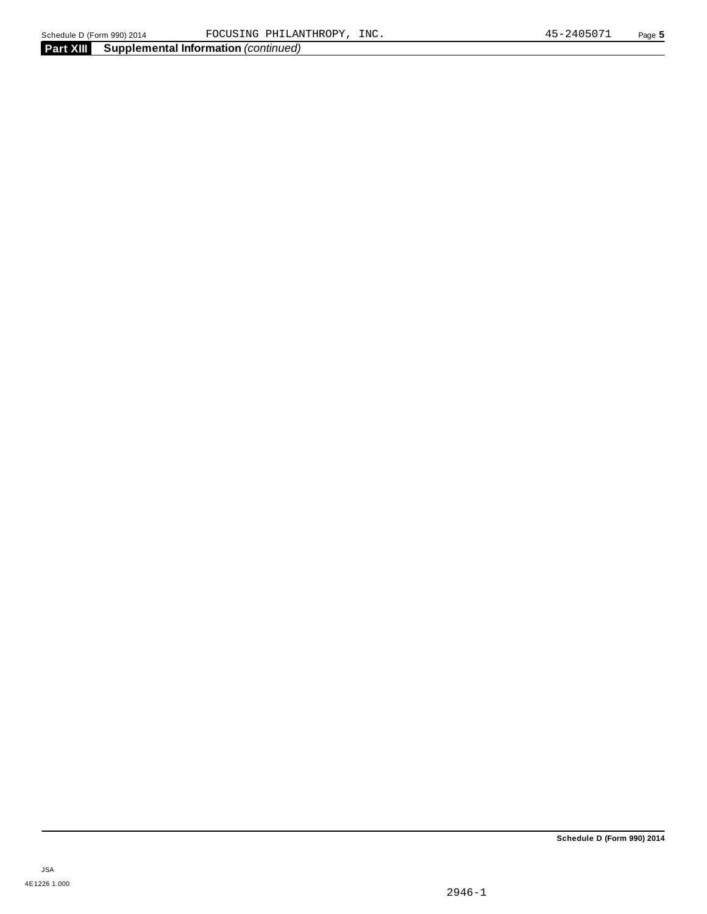**Part XIII** **Supplemental Information** *(continued)*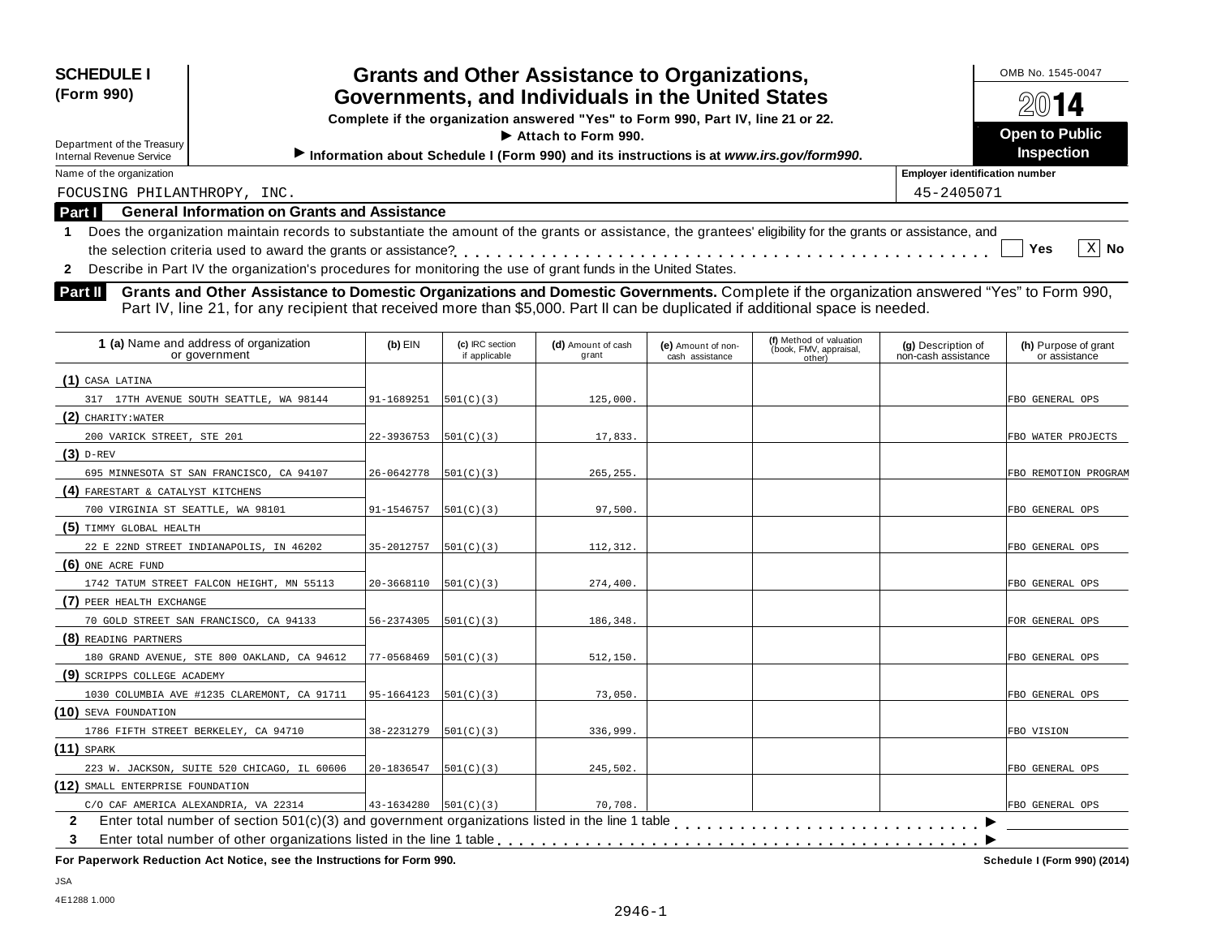**SCHEDULE I (Form 990)**

Department of the Treasury
Internal Revenue Service

# Grants and Other Assistance to Organizations, Governments, and Individuals in the United States

**Complete if the organization answered "Yes" to Form 990, Part IV, line 21 or 22.**

**▶ Attach to Form 990.**

**▶ Information about Schedule I (Form 990) and its instructions is at *www.irs.gov/form990*.**

OMB No. 1545-0047

**2014**

**Open to Public Inspection**

Name of the organization: FOCUSING PHILANTHROPY, INC.

Employer identification number: 45-2405071

## Part I General Information on Grants and Assistance

**1** Does the organization maintain records to substantiate the amount of the grants or assistance, the grantees' eligibility for the grants or assistance, and the selection criteria used to award the grants or assistance? . . . . . . [ ] Yes [X] No

**2** Describe in Part IV the organization's procedures for monitoring the use of grant funds in the United States.

## Part II Grants and Other Assistance to Domestic Organizations and Domestic Governments.

Complete if the organization answered "Yes" to Form 990, Part IV, line 21, for any recipient that received more than $5,000. Part II can be duplicated if additional space is needed.

| 1 (a) Name and address of organization or government | (b) EIN | (c) IRC section if applicable | (d) Amount of cash grant | (e) Amount of non-cash assistance | (f) Method of valuation (book, FMV, appraisal, other) | (g) Description of non-cash assistance | (h) Purpose of grant or assistance |
|---|---|---|---|---|---|---|---|
| (1) CASA LATINA<br>317 17TH AVENUE SOUTH SEATTLE, WA 98144 | 91-1689251 | 501(C)(3) | 125,000. | | | | FBO GENERAL OPS |
| (2) CHARITY:WATER<br>200 VARICK STREET, STE 201 | 22-3936753 | 501(C)(3) | 17,833. | | | | FBO WATER PROJECTS |
| (3) D-REV<br>695 MINNESOTA ST SAN FRANCISCO, CA 94107 | 26-0642778 | 501(C)(3) | 265,255. | | | | FBO REMOTION PROGRAM |
| (4) FARESTART & CATALYST KITCHENS<br>700 VIRGINIA ST SEATTLE, WA 98101 | 91-1546757 | 501(C)(3) | 97,500. | | | | FBO GENERAL OPS |
| (5) TIMMY GLOBAL HEALTH<br>22 E 22ND STREET INDIANAPOLIS, IN 46202 | 35-2012757 | 501(C)(3) | 112,312. | | | | FBO GENERAL OPS |
| (6) ONE ACRE FUND<br>1742 TATUM STREET FALCON HEIGHT, MN 55113 | 20-3668110 | 501(C)(3) | 274,400. | | | | FBO GENERAL OPS |
| (7) PEER HEALTH EXCHANGE<br>70 GOLD STREET SAN FRANCISCO, CA 94133 | 56-2374305 | 501(C)(3) | 186,348. | | | | FOR GENERAL OPS |
| (8) READING PARTNERS<br>180 GRAND AVENUE, STE 800 OAKLAND, CA 94612 | 77-0568469 | 501(C)(3) | 512,150. | | | | FBO GENERAL OPS |
| (9) SCRIPPS COLLEGE ACADEMY<br>1030 COLUMBIA AVE #1235 CLAREMONT, CA 91711 | 95-1664123 | 501(C)(3) | 73,050. | | | | FBO GENERAL OPS |
| (10) SEVA FOUNDATION<br>1786 FIFTH STREET BERKELEY, CA 94710 | 38-2231279 | 501(C)(3) | 336,999. | | | | FBO VISION |
| (11) SPARK<br>223 W. JACKSON, SUITE 520 CHICAGO, IL 60606 | 20-1836547 | 501(C)(3) | 245,502. | | | | FBO GENERAL OPS |
| (12) SMALL ENTERPRISE FOUNDATION<br>C/O CAF AMERICA ALEXANDRIA, VA 22314 | 43-1634280 | 501(C)(3) | 70,708. | | | | FBO GENERAL OPS |

**2** Enter total number of section 501(c)(3) and government organizations listed in the line 1 table . . . . . . ▶

**3** Enter total number of other organizations listed in the line 1 table . . . . . . ▶

**For Paperwork Reduction Act Notice, see the Instructions for Form 990.** **Schedule I (Form 990) (2014)**

JSA
4E1288 1.000

2946-1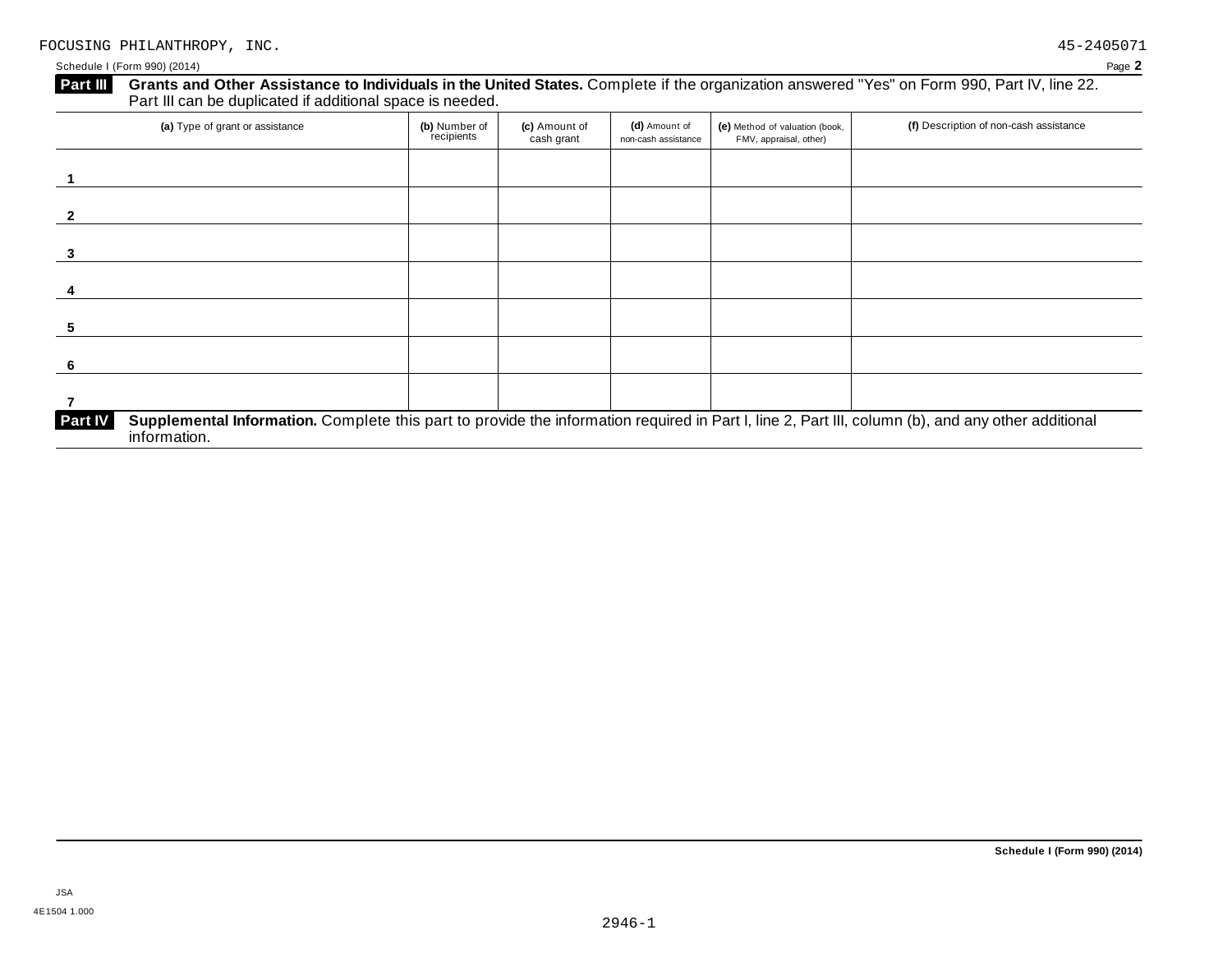FOCUSING PHILANTHROPY, INC. 45-2405071

Schedule I (Form 990) (2014) Page **2**

## Part III Grants and Other Assistance to Individuals in the United States.

Complete if the organization answered "Yes" on Form 990, Part IV, line 22. Part III can be duplicated if additional space is needed.

| (a) Type of grant or assistance | (b) Number of recipients | (c) Amount of cash grant | (d) Amount of non-cash assistance | (e) Method of valuation (book, FMV, appraisal, other) | (f) Description of non-cash assistance |
|---|---|---|---|---|---|
| 1 | | | | | |
| 2 | | | | | |
| 3 | | | | | |
| 4 | | | | | |
| 5 | | | | | |
| 6 | | | | | |
| 7 | | | | | |

## Part IV Supplemental Information.

Complete this part to provide the information required in Part I, line 2, Part III, column (b), and any other additional information.

**Schedule I (Form 990) (2014)**

JSA
4E1504 1.000

2946-1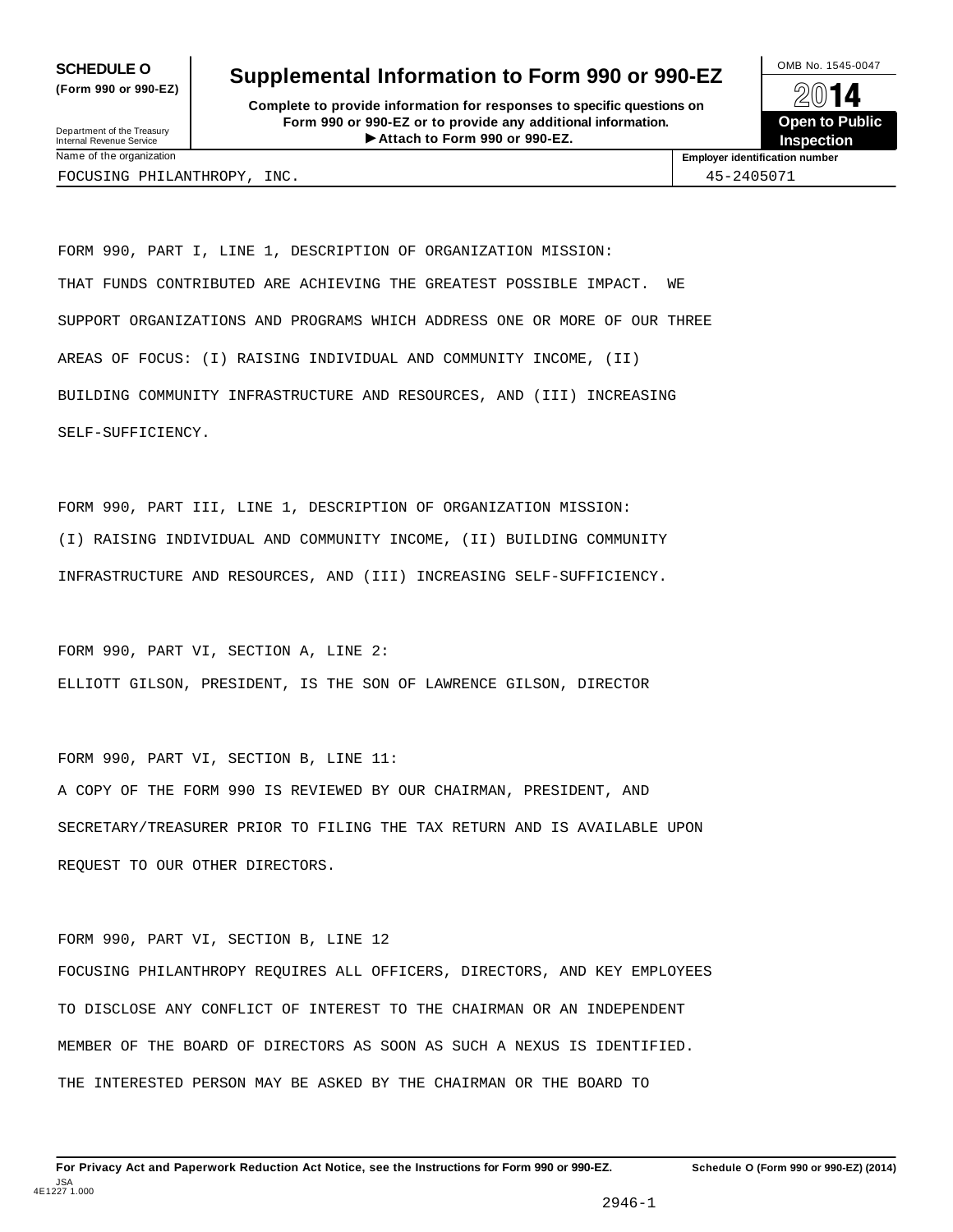**SCHEDULE O** (Form 990 or 990-EZ)

Department of the Treasury
Internal Revenue Service

# Supplemental Information to Form 990 or 990-EZ

**Complete to provide information for responses to specific questions on Form 990 or 990-EZ or to provide any additional information.**
**▶ Attach to Form 990 or 990-EZ.**

OMB No. 1545-0047

**2014**

**Open to Public Inspection**

| Name of the organization | Employer identification number |
|---|---|
| FOCUSING PHILANTHROPY, INC. | 45-2405071 |

FORM 990, PART I, LINE 1, DESCRIPTION OF ORGANIZATION MISSION:
THAT FUNDS CONTRIBUTED ARE ACHIEVING THE GREATEST POSSIBLE IMPACT. WE SUPPORT ORGANIZATIONS AND PROGRAMS WHICH ADDRESS ONE OR MORE OF OUR THREE AREAS OF FOCUS: (I) RAISING INDIVIDUAL AND COMMUNITY INCOME, (II) BUILDING COMMUNITY INFRASTRUCTURE AND RESOURCES, AND (III) INCREASING SELF-SUFFICIENCY.

FORM 990, PART III, LINE 1, DESCRIPTION OF ORGANIZATION MISSION:
(I) RAISING INDIVIDUAL AND COMMUNITY INCOME, (II) BUILDING COMMUNITY INFRASTRUCTURE AND RESOURCES, AND (III) INCREASING SELF-SUFFICIENCY.

FORM 990, PART VI, SECTION A, LINE 2:
ELLIOTT GILSON, PRESIDENT, IS THE SON OF LAWRENCE GILSON, DIRECTOR

FORM 990, PART VI, SECTION B, LINE 11:
A COPY OF THE FORM 990 IS REVIEWED BY OUR CHAIRMAN, PRESIDENT, AND SECRETARY/TREASURER PRIOR TO FILING THE TAX RETURN AND IS AVAILABLE UPON REQUEST TO OUR OTHER DIRECTORS.

FORM 990, PART VI, SECTION B, LINE 12
FOCUSING PHILANTHROPY REQUIRES ALL OFFICERS, DIRECTORS, AND KEY EMPLOYEES TO DISCLOSE ANY CONFLICT OF INTEREST TO THE CHAIRMAN OR AN INDEPENDENT MEMBER OF THE BOARD OF DIRECTORS AS SOON AS SUCH A NEXUS IS IDENTIFIED. THE INTERESTED PERSON MAY BE ASKED BY THE CHAIRMAN OR THE BOARD TO

**For Privacy Act and Paperwork Reduction Act Notice, see the Instructions for Form 990 or 990-EZ.** **Schedule O (Form 990 or 990-EZ) (2014)**

JSA
4E1227 1.000

2946-1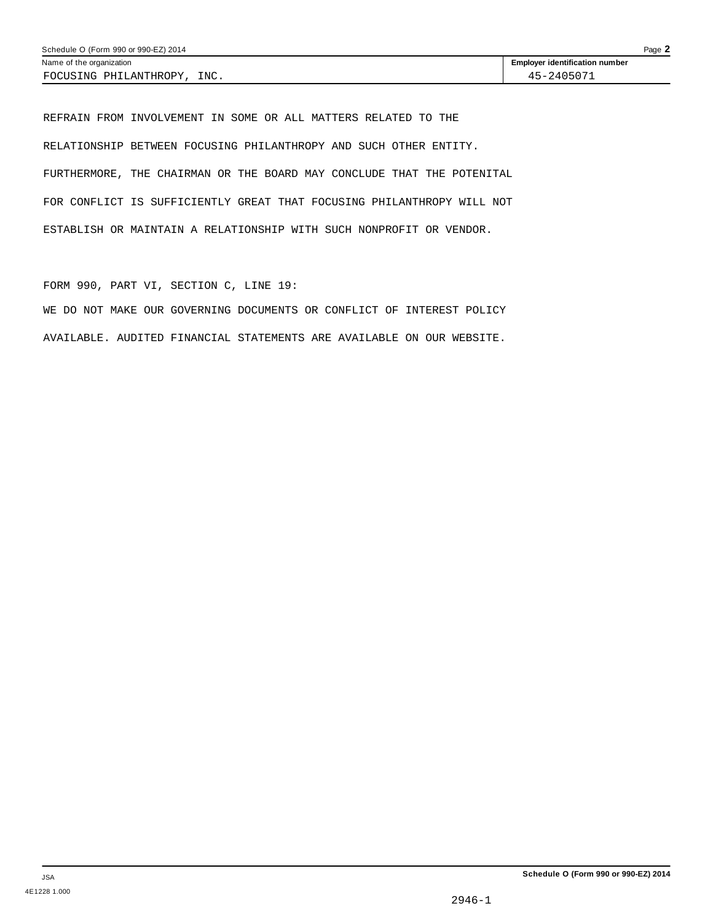Schedule O (Form 990 or 990-EZ) 2014

| Name of the organization | Employer identification number |
| --- | --- |
| FOCUSING PHILANTHROPY, INC. | 45-2405071 |

REFRAIN FROM INVOLVEMENT IN SOME OR ALL MATTERS RELATED TO THE RELATIONSHIP BETWEEN FOCUSING PHILANTHROPY AND SUCH OTHER ENTITY. FURTHERMORE, THE CHAIRMAN OR THE BOARD MAY CONCLUDE THAT THE POTENITAL FOR CONFLICT IS SUFFICIENTLY GREAT THAT FOCUSING PHILANTHROPY WILL NOT ESTABLISH OR MAINTAIN A RELATIONSHIP WITH SUCH NONPROFIT OR VENDOR.

FORM 990, PART VI, SECTION C, LINE 19:

WE DO NOT MAKE OUR GOVERNING DOCUMENTS OR CONFLICT OF INTEREST POLICY AVAILABLE. AUDITED FINANCIAL STATEMENTS ARE AVAILABLE ON OUR WEBSITE.